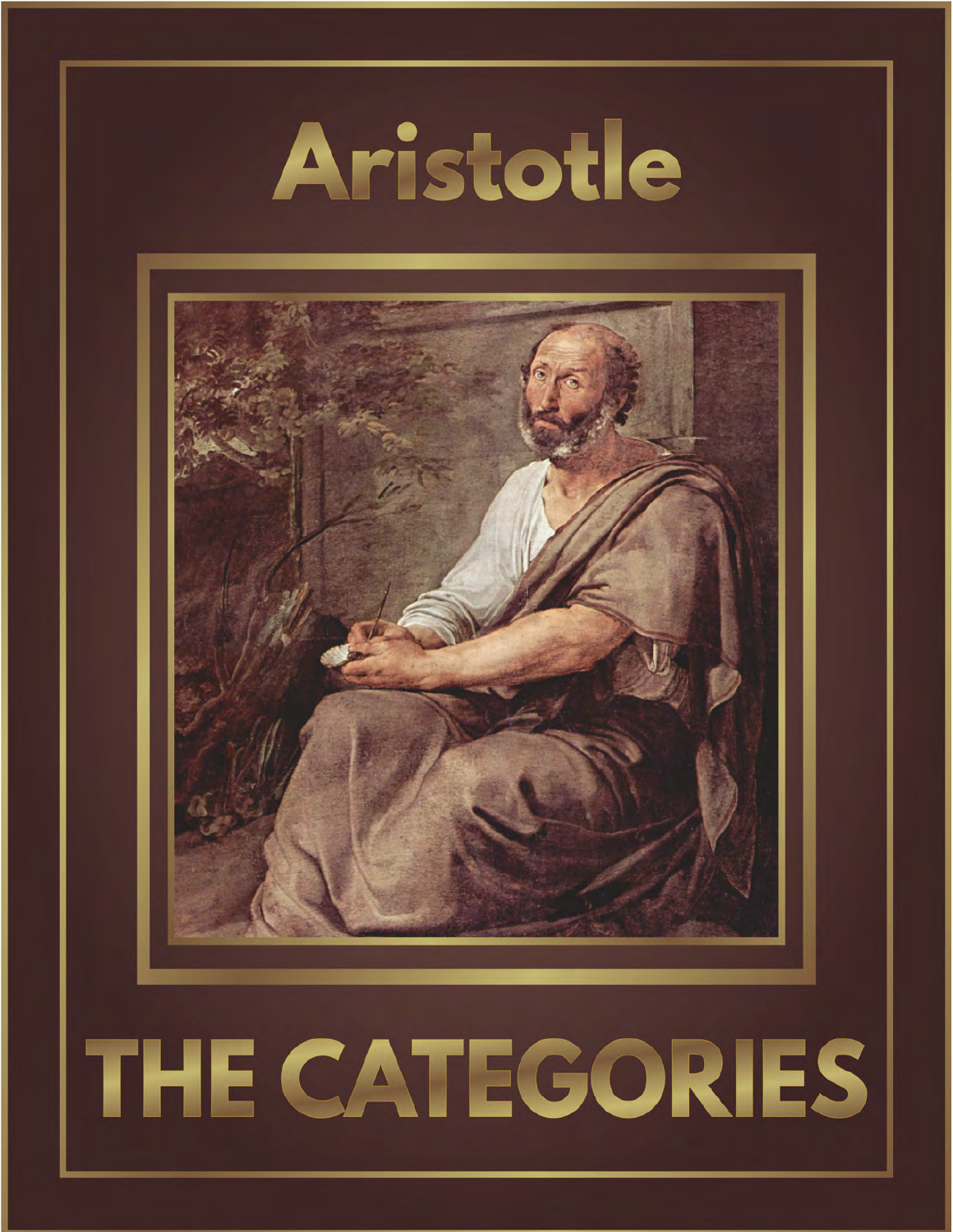# Aristotle

# THE CATEGORIES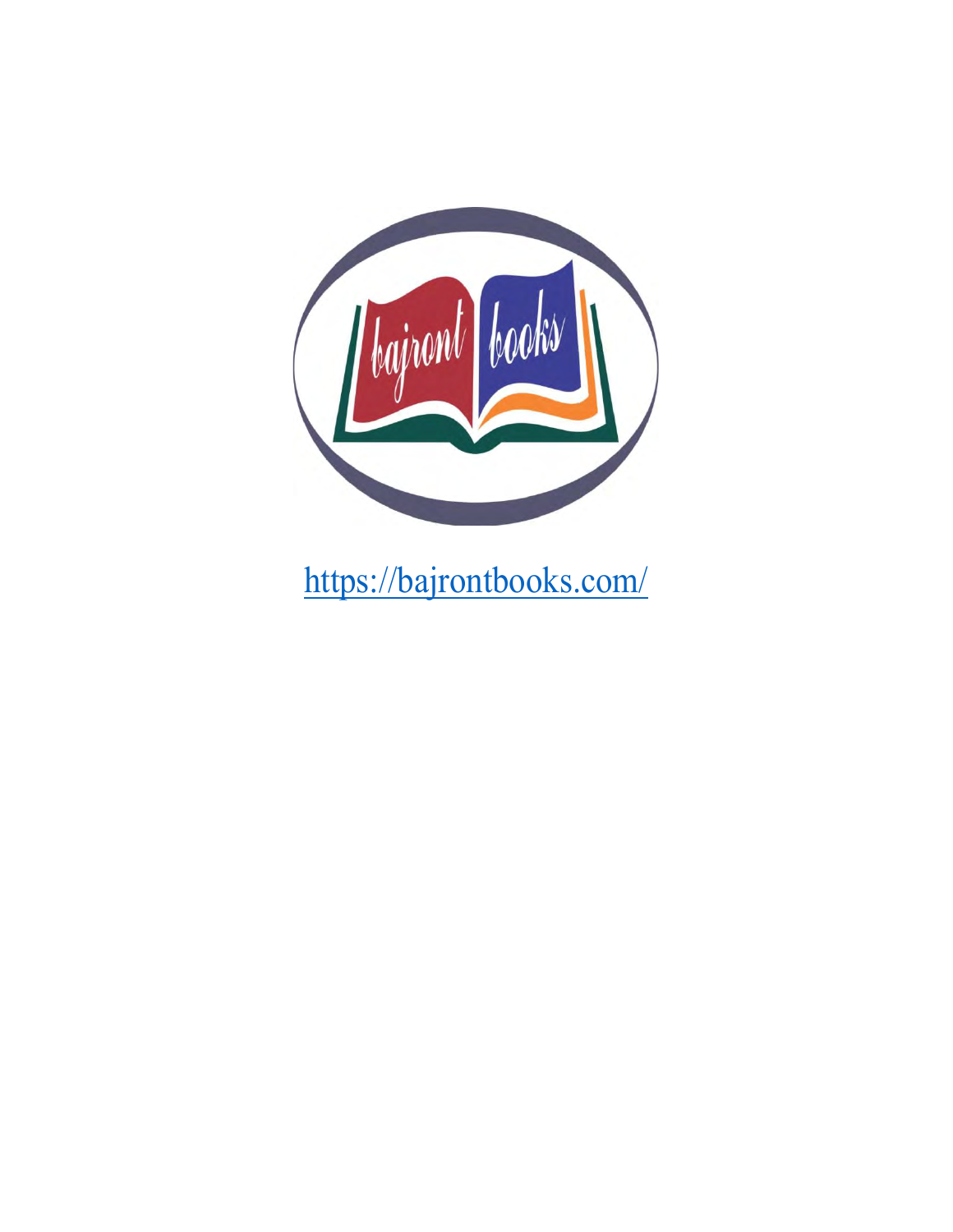https://bajrontbooks.com/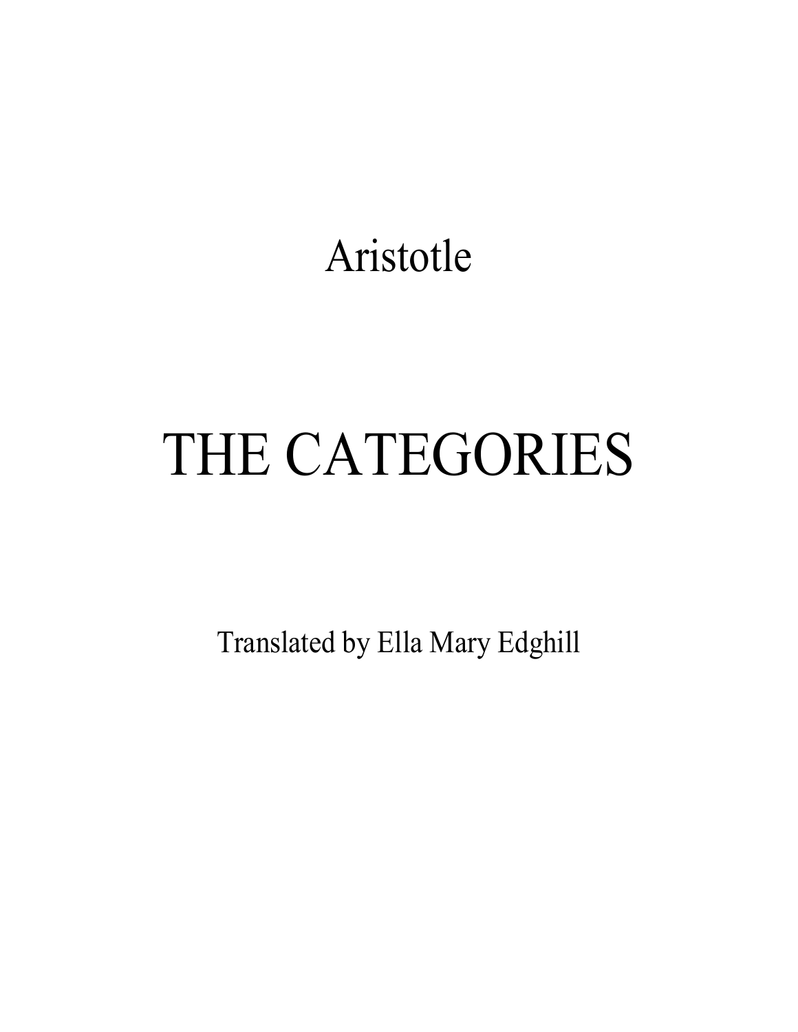Aristotle

# THE CATEGORIES

Translated by Ella Mary Edghill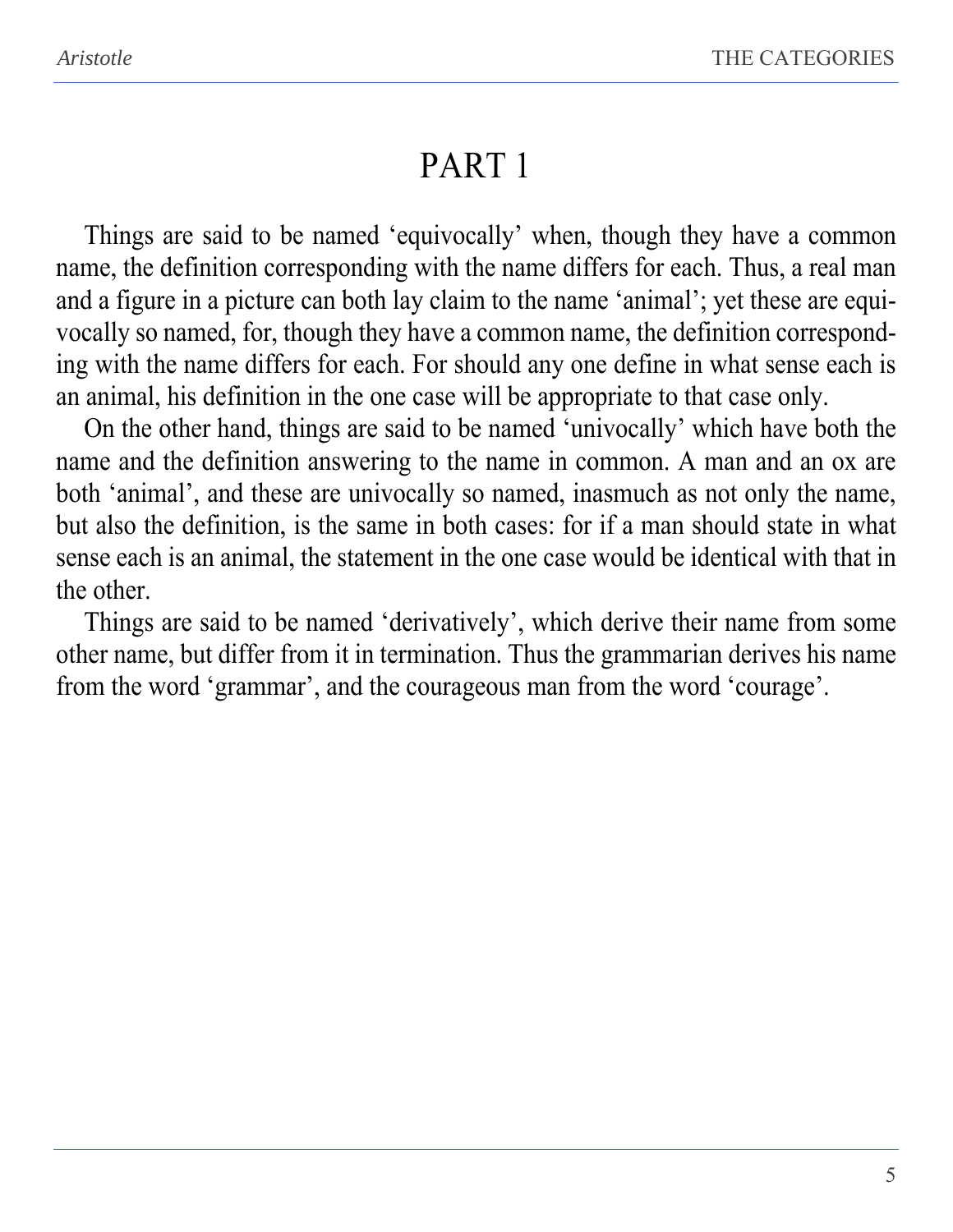# PART 1

Things are said to be named 'equivocally' when, though they have a common name, the definition corresponding with the name differs for each. Thus, a real man and a figure in a picture can both lay claim to the name 'animal'; yet these are equivocally so named, for, though they have a common name, the definition corresponding with the name differs for each. For should any one define in what sense each is an animal, his definition in the one case will be appropriate to that case only.

On the other hand, things are said to be named 'univocally' which have both the name and the definition answering to the name in common. A man and an ox are both 'animal', and these are univocally so named, inasmuch as not only the name, but also the definition, is the same in both cases: for if a man should state in what sense each is an animal, the statement in the one case would be identical with that in the other.

Things are said to be named 'derivatively', which derive their name from some other name, but differ from it in termination. Thus the grammarian derives his name from the word 'grammar', and the courageous man from the word 'courage'.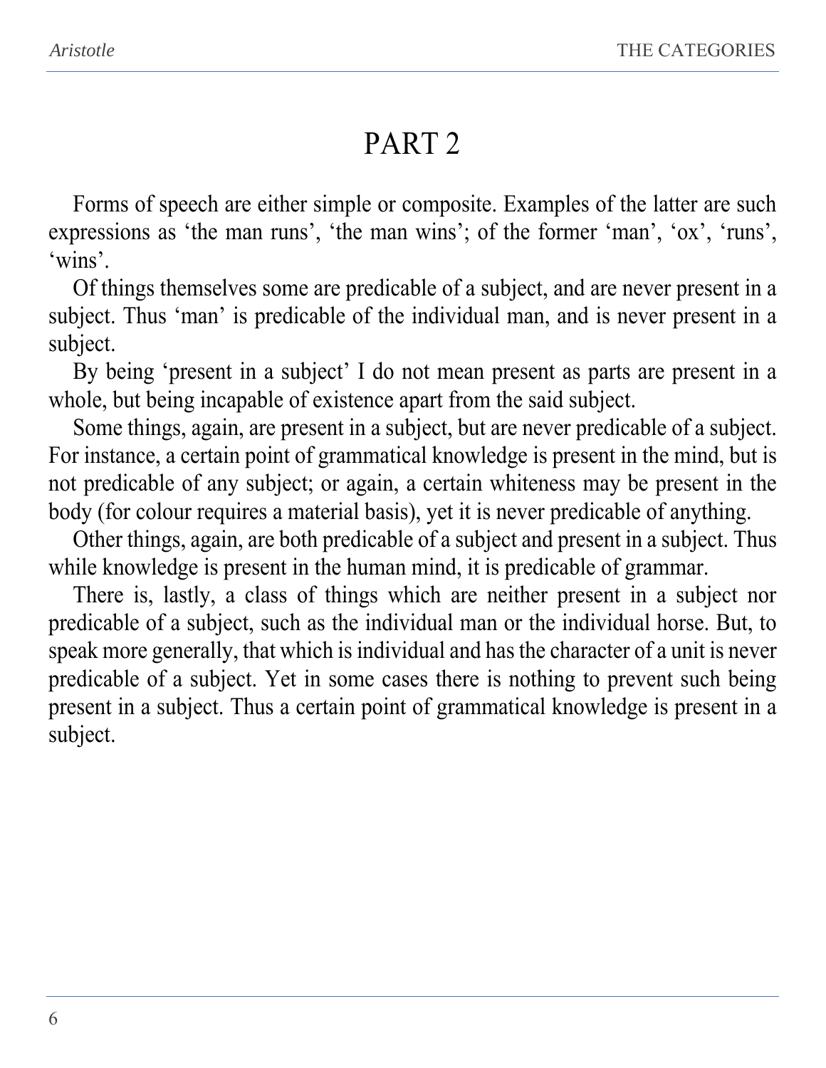# PART 2

Forms of speech are either simple or composite. Examples of the latter are such expressions as ‘the man runs’, ‘the man wins’; of the former ‘man’, ‘ox’, ‘runs’, ‘wins’.

Of things themselves some are predicable of a subject, and are never present in a subject. Thus ‘man’ is predicable of the individual man, and is never present in a subject.

By being ‘present in a subject’ I do not mean present as parts are present in a whole, but being incapable of existence apart from the said subject.

Some things, again, are present in a subject, but are never predicable of a subject. For instance, a certain point of grammatical knowledge is present in the mind, but is not predicable of any subject; or again, a certain whiteness may be present in the body (for colour requires a material basis), yet it is never predicable of anything.

Other things, again, are both predicable of a subject and present in a subject. Thus while knowledge is present in the human mind, it is predicable of grammar.

There is, lastly, a class of things which are neither present in a subject nor predicable of a subject, such as the individual man or the individual horse. But, to speak more generally, that which is individual and has the character of a unit is never predicable of a subject. Yet in some cases there is nothing to prevent such being present in a subject. Thus a certain point of grammatical knowledge is present in a subject.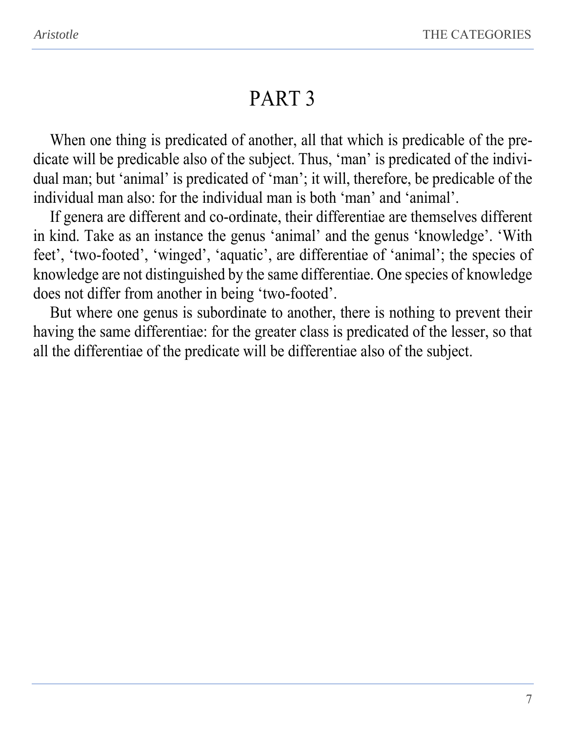# PART 3

When one thing is predicated of another, all that which is predicable of the predicate will be predicable also of the subject. Thus, ‘man’ is predicated of the individual man; but ‘animal’ is predicated of ‘man’; it will, therefore, be predicable of the individual man also: for the individual man is both ‘man’ and ‘animal’.

If genera are different and co-ordinate, their differentiae are themselves different in kind. Take as an instance the genus ‘animal’ and the genus ‘knowledge’. ‘With feet’, ‘two-footed’, ‘winged’, ‘aquatic’, are differentiae of ‘animal’; the species of knowledge are not distinguished by the same differentiae. One species of knowledge does not differ from another in being ‘two-footed’.

But where one genus is subordinate to another, there is nothing to prevent their having the same differentiae: for the greater class is predicated of the lesser, so that all the differentiae of the predicate will be differentiae also of the subject.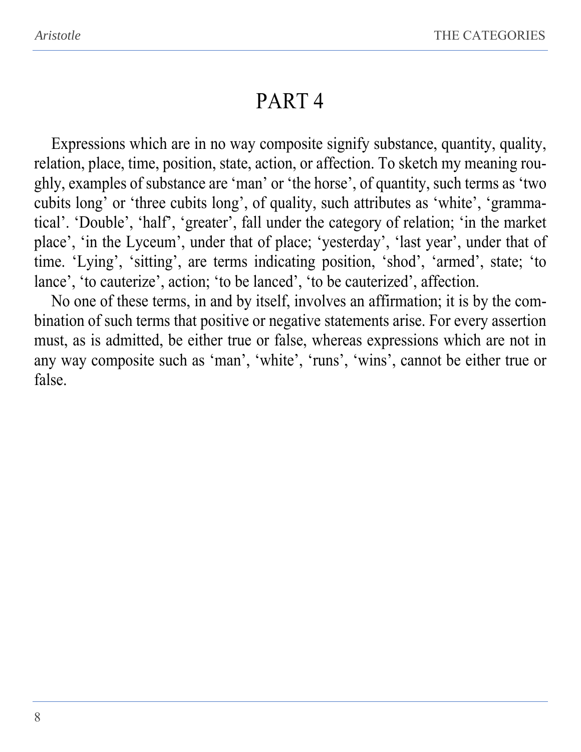# PART 4

Expressions which are in no way composite signify substance, quantity, quality, relation, place, time, position, state, action, or affection. To sketch my meaning roughly, examples of substance are 'man' or 'the horse', of quantity, such terms as 'two cubits long' or 'three cubits long', of quality, such attributes as 'white', 'grammatical'. 'Double', 'half', 'greater', fall under the category of relation; 'in the market place', 'in the Lyceum', under that of place; 'yesterday', 'last year', under that of time. 'Lying', 'sitting', are terms indicating position, 'shod', 'armed', state; 'to lance', 'to cauterize', action; 'to be lanced', 'to be cauterized', affection.

No one of these terms, in and by itself, involves an affirmation; it is by the combination of such terms that positive or negative statements arise. For every assertion must, as is admitted, be either true or false, whereas expressions which are not in any way composite such as 'man', 'white', 'runs', 'wins', cannot be either true or false.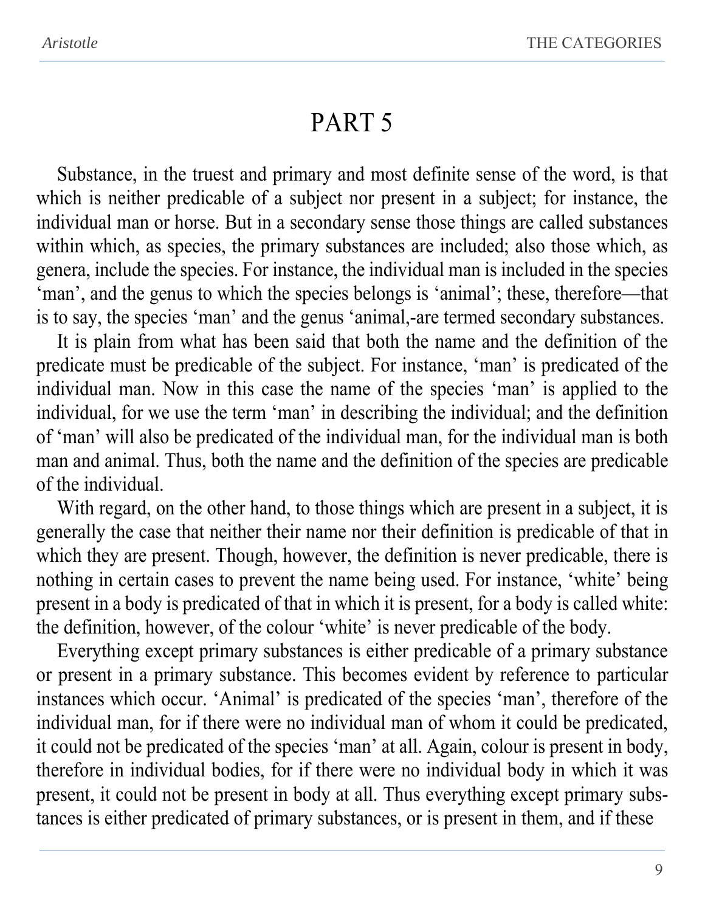# PART 5

Substance, in the truest and primary and most definite sense of the word, is that which is neither predicable of a subject nor present in a subject; for instance, the individual man or horse. But in a secondary sense those things are called substances within which, as species, the primary substances are included; also those which, as genera, include the species. For instance, the individual man is included in the species 'man', and the genus to which the species belongs is 'animal'; these, therefore—that is to say, the species 'man' and the genus 'animal,-are termed secondary substances.

It is plain from what has been said that both the name and the definition of the predicate must be predicable of the subject. For instance, 'man' is predicated of the individual man. Now in this case the name of the species 'man' is applied to the individual, for we use the term 'man' in describing the individual; and the definition of 'man' will also be predicated of the individual man, for the individual man is both man and animal. Thus, both the name and the definition of the species are predicable of the individual.

With regard, on the other hand, to those things which are present in a subject, it is generally the case that neither their name nor their definition is predicable of that in which they are present. Though, however, the definition is never predicable, there is nothing in certain cases to prevent the name being used. For instance, 'white' being present in a body is predicated of that in which it is present, for a body is called white: the definition, however, of the colour 'white' is never predicable of the body.

Everything except primary substances is either predicable of a primary substance or present in a primary substance. This becomes evident by reference to particular instances which occur. 'Animal' is predicated of the species 'man', therefore of the individual man, for if there were no individual man of whom it could be predicated, it could not be predicated of the species 'man' at all. Again, colour is present in body, therefore in individual bodies, for if there were no individual body in which it was present, it could not be present in body at all. Thus everything except primary substances is either predicated of primary substances, or is present in them, and if these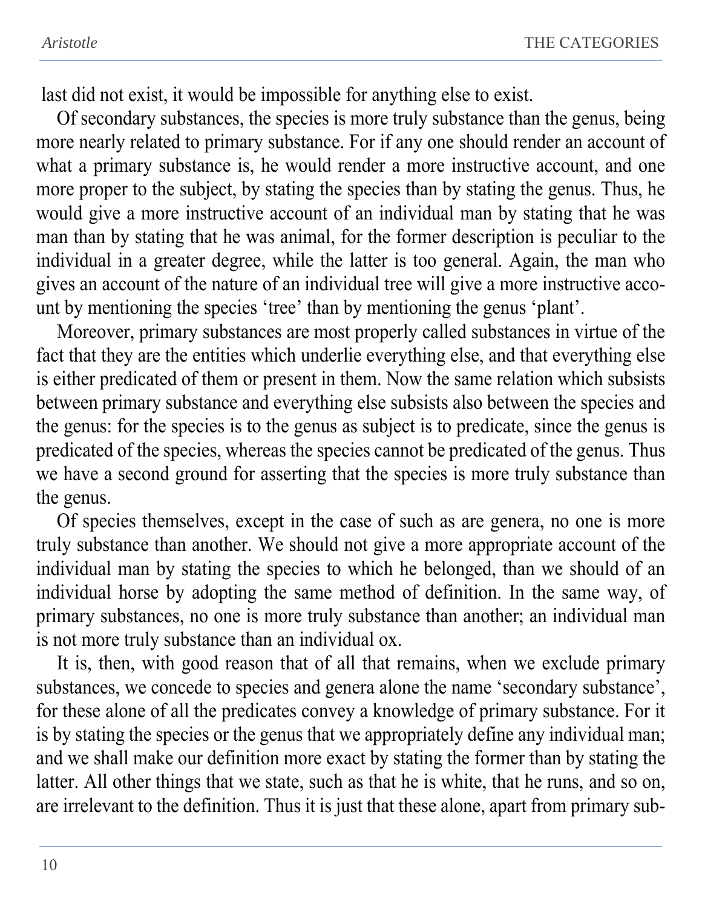last did not exist, it would be impossible for anything else to exist.

Of secondary substances, the species is more truly substance than the genus, being more nearly related to primary substance. For if any one should render an account of what a primary substance is, he would render a more instructive account, and one more proper to the subject, by stating the species than by stating the genus. Thus, he would give a more instructive account of an individual man by stating that he was man than by stating that he was animal, for the former description is peculiar to the individual in a greater degree, while the latter is too general. Again, the man who gives an account of the nature of an individual tree will give a more instructive account by mentioning the species 'tree' than by mentioning the genus 'plant'.

Moreover, primary substances are most properly called substances in virtue of the fact that they are the entities which underlie everything else, and that everything else is either predicated of them or present in them. Now the same relation which subsists between primary substance and everything else subsists also between the species and the genus: for the species is to the genus as subject is to predicate, since the genus is predicated of the species, whereas the species cannot be predicated of the genus. Thus we have a second ground for asserting that the species is more truly substance than the genus.

Of species themselves, except in the case of such as are genera, no one is more truly substance than another. We should not give a more appropriate account of the individual man by stating the species to which he belonged, than we should of an individual horse by adopting the same method of definition. In the same way, of primary substances, no one is more truly substance than another; an individual man is not more truly substance than an individual ox.

It is, then, with good reason that of all that remains, when we exclude primary substances, we concede to species and genera alone the name 'secondary substance', for these alone of all the predicates convey a knowledge of primary substance. For it is by stating the species or the genus that we appropriately define any individual man; and we shall make our definition more exact by stating the former than by stating the latter. All other things that we state, such as that he is white, that he runs, and so on, are irrelevant to the definition. Thus it is just that these alone, apart from primary sub-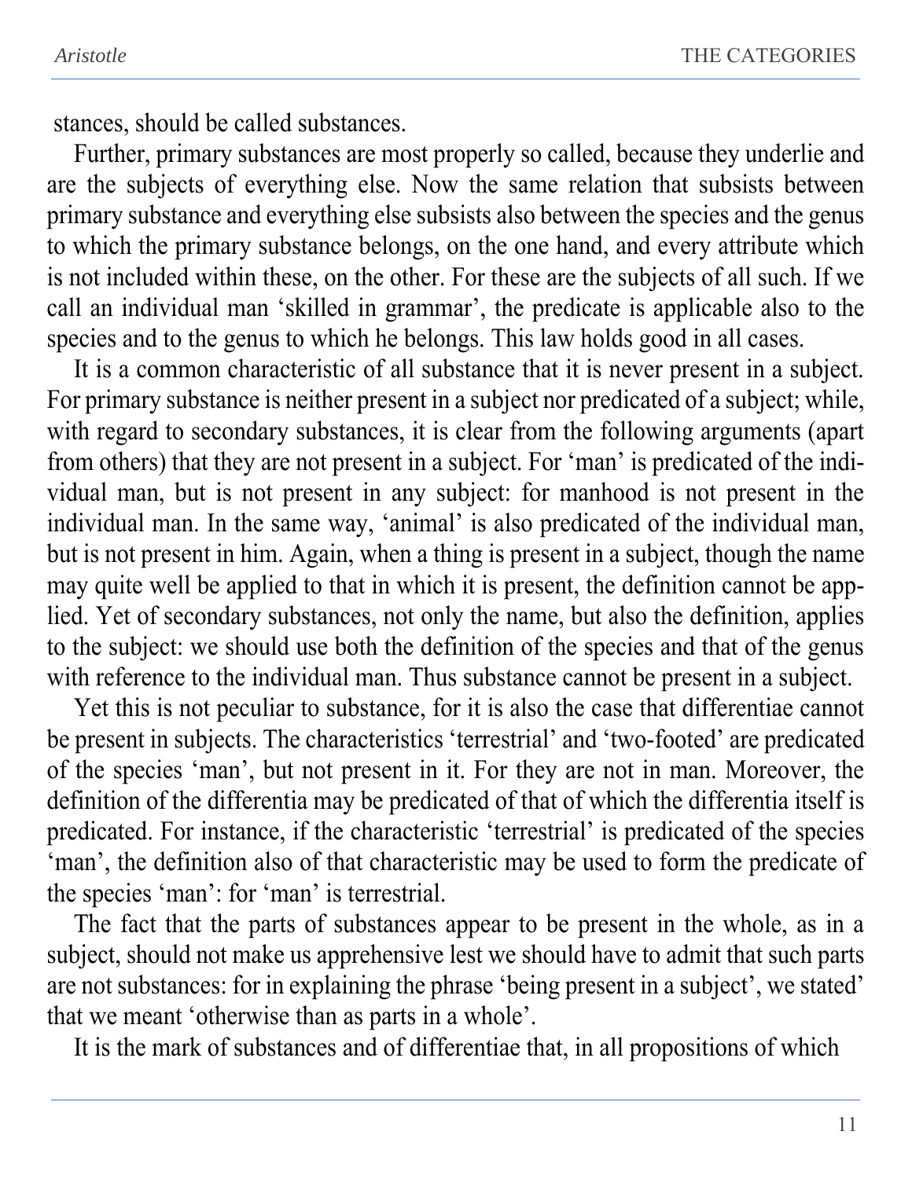stances, should be called substances.

Further, primary substances are most properly so called, because they underlie and are the subjects of everything else. Now the same relation that subsists between primary substance and everything else subsists also between the species and the genus to which the primary substance belongs, on the one hand, and every attribute which is not included within these, on the other. For these are the subjects of all such. If we call an individual man 'skilled in grammar', the predicate is applicable also to the species and to the genus to which he belongs. This law holds good in all cases.

It is a common characteristic of all substance that it is never present in a subject. For primary substance is neither present in a subject nor predicated of a subject; while, with regard to secondary substances, it is clear from the following arguments (apart from others) that they are not present in a subject. For 'man' is predicated of the individual man, but is not present in any subject: for manhood is not present in the individual man. In the same way, 'animal' is also predicated of the individual man, but is not present in him. Again, when a thing is present in a subject, though the name may quite well be applied to that in which it is present, the definition cannot be applied. Yet of secondary substances, not only the name, but also the definition, applies to the subject: we should use both the definition of the species and that of the genus with reference to the individual man. Thus substance cannot be present in a subject.

Yet this is not peculiar to substance, for it is also the case that differentiae cannot be present in subjects. The characteristics 'terrestrial' and 'two-footed' are predicated of the species 'man', but not present in it. For they are not in man. Moreover, the definition of the differentia may be predicated of that of which the differentia itself is predicated. For instance, if the characteristic 'terrestrial' is predicated of the species 'man', the definition also of that characteristic may be used to form the predicate of the species 'man': for 'man' is terrestrial.

The fact that the parts of substances appear to be present in the whole, as in a subject, should not make us apprehensive lest we should have to admit that such parts are not substances: for in explaining the phrase 'being present in a subject', we stated' that we meant 'otherwise than as parts in a whole'.

It is the mark of substances and of differentiae that, in all propositions of which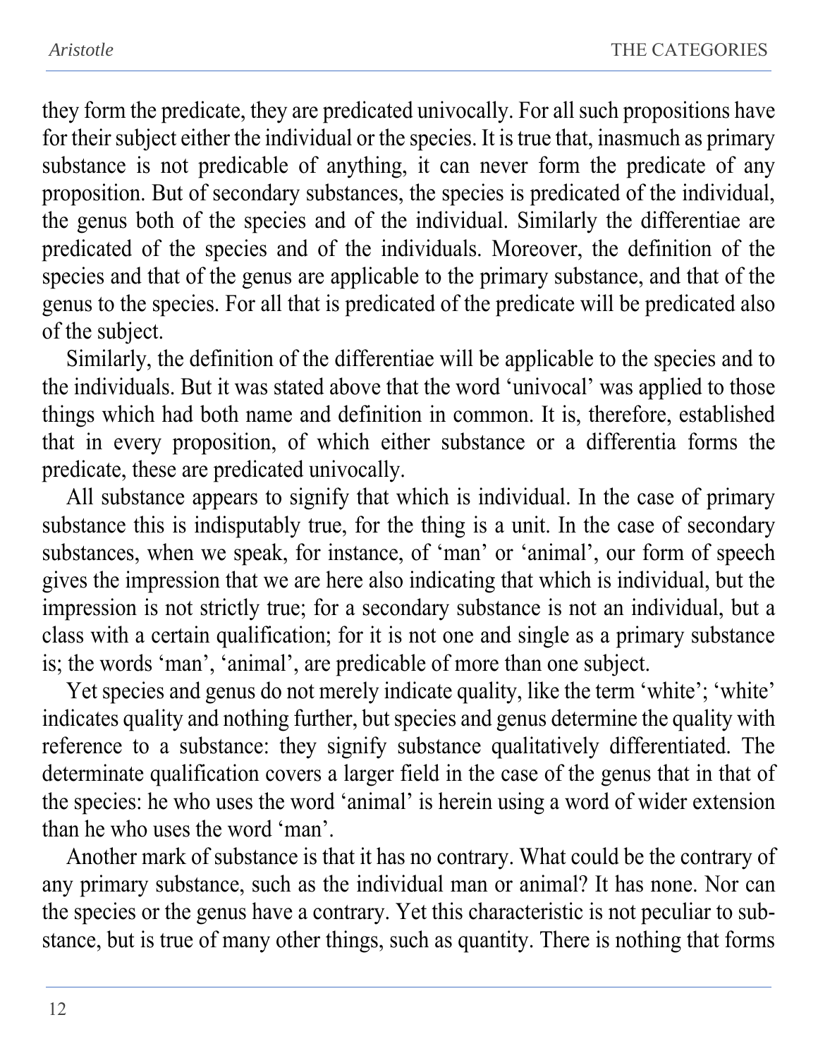they form the predicate, they are predicated univocally. For all such propositions have for their subject either the individual or the species. It is true that, inasmuch as primary substance is not predicable of anything, it can never form the predicate of any proposition. But of secondary substances, the species is predicated of the individual, the genus both of the species and of the individual. Similarly the differentiae are predicated of the species and of the individuals. Moreover, the definition of the species and that of the genus are applicable to the primary substance, and that of the genus to the species. For all that is predicated of the predicate will be predicated also of the subject.

Similarly, the definition of the differentiae will be applicable to the species and to the individuals. But it was stated above that the word 'univocal' was applied to those things which had both name and definition in common. It is, therefore, established that in every proposition, of which either substance or a differentia forms the predicate, these are predicated univocally.

All substance appears to signify that which is individual. In the case of primary substance this is indisputably true, for the thing is a unit. In the case of secondary substances, when we speak, for instance, of 'man' or 'animal', our form of speech gives the impression that we are here also indicating that which is individual, but the impression is not strictly true; for a secondary substance is not an individual, but a class with a certain qualification; for it is not one and single as a primary substance is; the words 'man', 'animal', are predicable of more than one subject.

Yet species and genus do not merely indicate quality, like the term 'white'; 'white' indicates quality and nothing further, but species and genus determine the quality with reference to a substance: they signify substance qualitatively differentiated. The determinate qualification covers a larger field in the case of the genus that in that of the species: he who uses the word 'animal' is herein using a word of wider extension than he who uses the word 'man'.

Another mark of substance is that it has no contrary. What could be the contrary of any primary substance, such as the individual man or animal? It has none. Nor can the species or the genus have a contrary. Yet this characteristic is not peculiar to substance, but is true of many other things, such as quantity. There is nothing that forms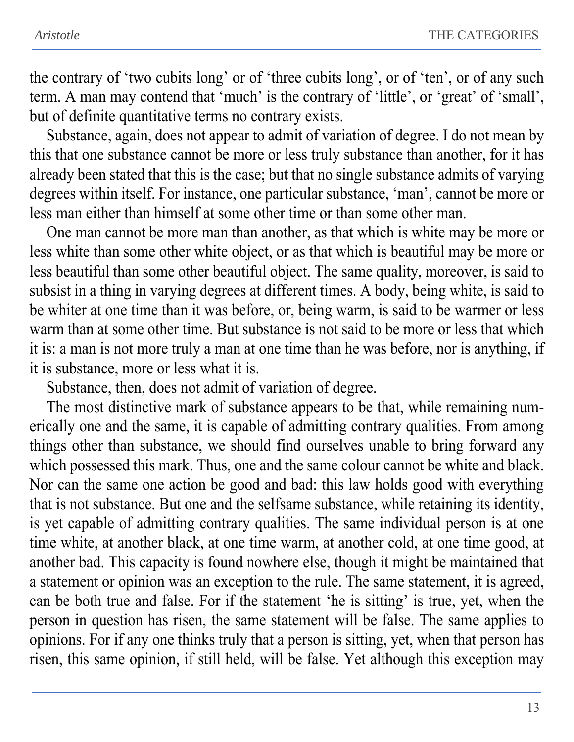the contrary of ‘two cubits long’ or of ‘three cubits long’, or of ‘ten’, or of any such term. A man may contend that ‘much’ is the contrary of ‘little’, or ‘great’ of ‘small’, but of definite quantitative terms no contrary exists.

Substance, again, does not appear to admit of variation of degree. I do not mean by this that one substance cannot be more or less truly substance than another, for it has already been stated that this is the case; but that no single substance admits of varying degrees within itself. For instance, one particular substance, ‘man’, cannot be more or less man either than himself at some other time or than some other man.

One man cannot be more man than another, as that which is white may be more or less white than some other white object, or as that which is beautiful may be more or less beautiful than some other beautiful object. The same quality, moreover, is said to subsist in a thing in varying degrees at different times. A body, being white, is said to be whiter at one time than it was before, or, being warm, is said to be warmer or less warm than at some other time. But substance is not said to be more or less that which it is: a man is not more truly a man at one time than he was before, nor is anything, if it is substance, more or less what it is.

Substance, then, does not admit of variation of degree.

The most distinctive mark of substance appears to be that, while remaining numerically one and the same, it is capable of admitting contrary qualities. From among things other than substance, we should find ourselves unable to bring forward any which possessed this mark. Thus, one and the same colour cannot be white and black. Nor can the same one action be good and bad: this law holds good with everything that is not substance. But one and the selfsame substance, while retaining its identity, is yet capable of admitting contrary qualities. The same individual person is at one time white, at another black, at one time warm, at another cold, at one time good, at another bad. This capacity is found nowhere else, though it might be maintained that a statement or opinion was an exception to the rule. The same statement, it is agreed, can be both true and false. For if the statement ‘he is sitting’ is true, yet, when the person in question has risen, the same statement will be false. The same applies to opinions. For if any one thinks truly that a person is sitting, yet, when that person has risen, this same opinion, if still held, will be false. Yet although this exception may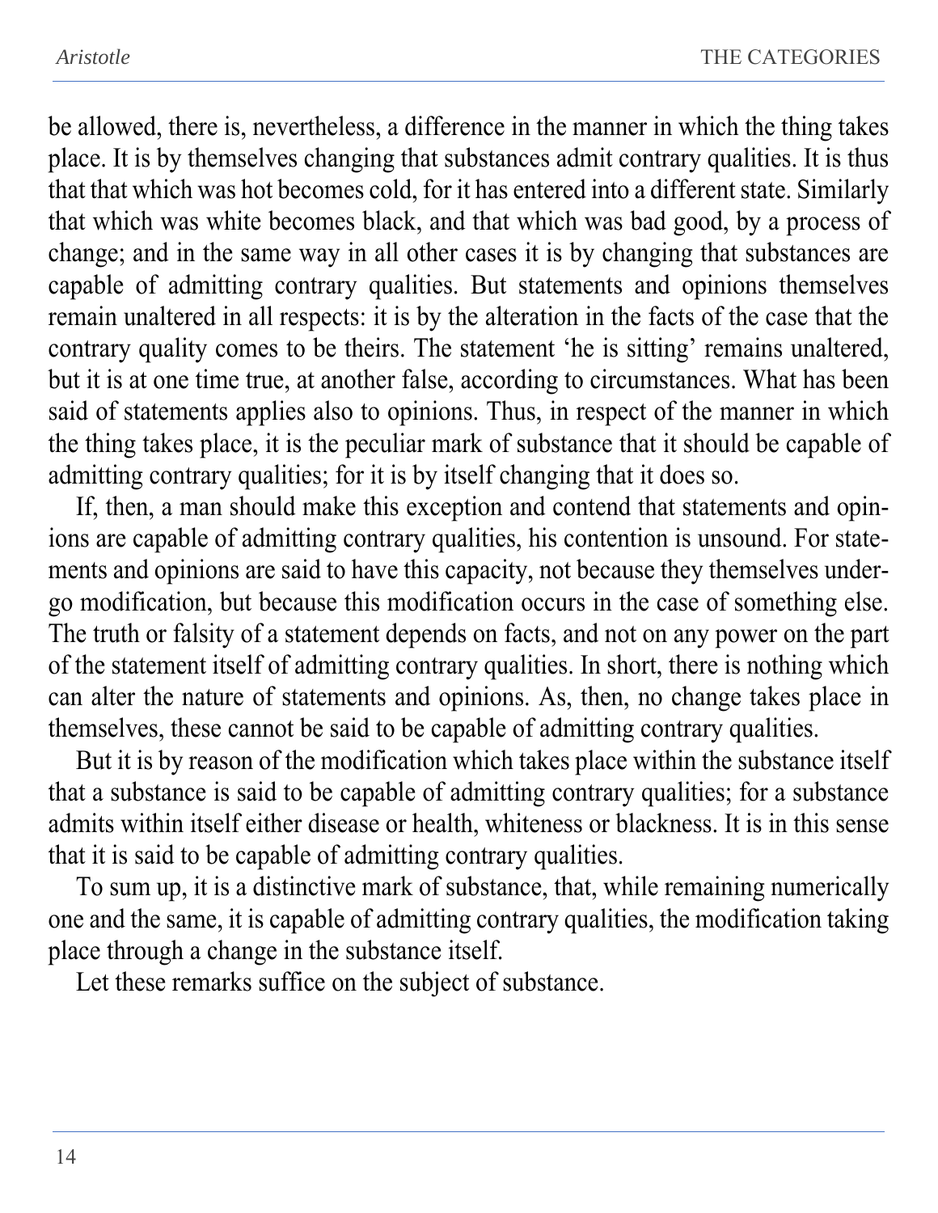be allowed, there is, nevertheless, a difference in the manner in which the thing takes place. It is by themselves changing that substances admit contrary qualities. It is thus that that which was hot becomes cold, for it has entered into a different state. Similarly that which was white becomes black, and that which was bad good, by a process of change; and in the same way in all other cases it is by changing that substances are capable of admitting contrary qualities. But statements and opinions themselves remain unaltered in all respects: it is by the alteration in the facts of the case that the contrary quality comes to be theirs. The statement 'he is sitting' remains unaltered, but it is at one time true, at another false, according to circumstances. What has been said of statements applies also to opinions. Thus, in respect of the manner in which the thing takes place, it is the peculiar mark of substance that it should be capable of admitting contrary qualities; for it is by itself changing that it does so.

If, then, a man should make this exception and contend that statements and opinions are capable of admitting contrary qualities, his contention is unsound. For statements and opinions are said to have this capacity, not because they themselves undergo modification, but because this modification occurs in the case of something else. The truth or falsity of a statement depends on facts, and not on any power on the part of the statement itself of admitting contrary qualities. In short, there is nothing which can alter the nature of statements and opinions. As, then, no change takes place in themselves, these cannot be said to be capable of admitting contrary qualities.

But it is by reason of the modification which takes place within the substance itself that a substance is said to be capable of admitting contrary qualities; for a substance admits within itself either disease or health, whiteness or blackness. It is in this sense that it is said to be capable of admitting contrary qualities.

To sum up, it is a distinctive mark of substance, that, while remaining numerically one and the same, it is capable of admitting contrary qualities, the modification taking place through a change in the substance itself.

Let these remarks suffice on the subject of substance.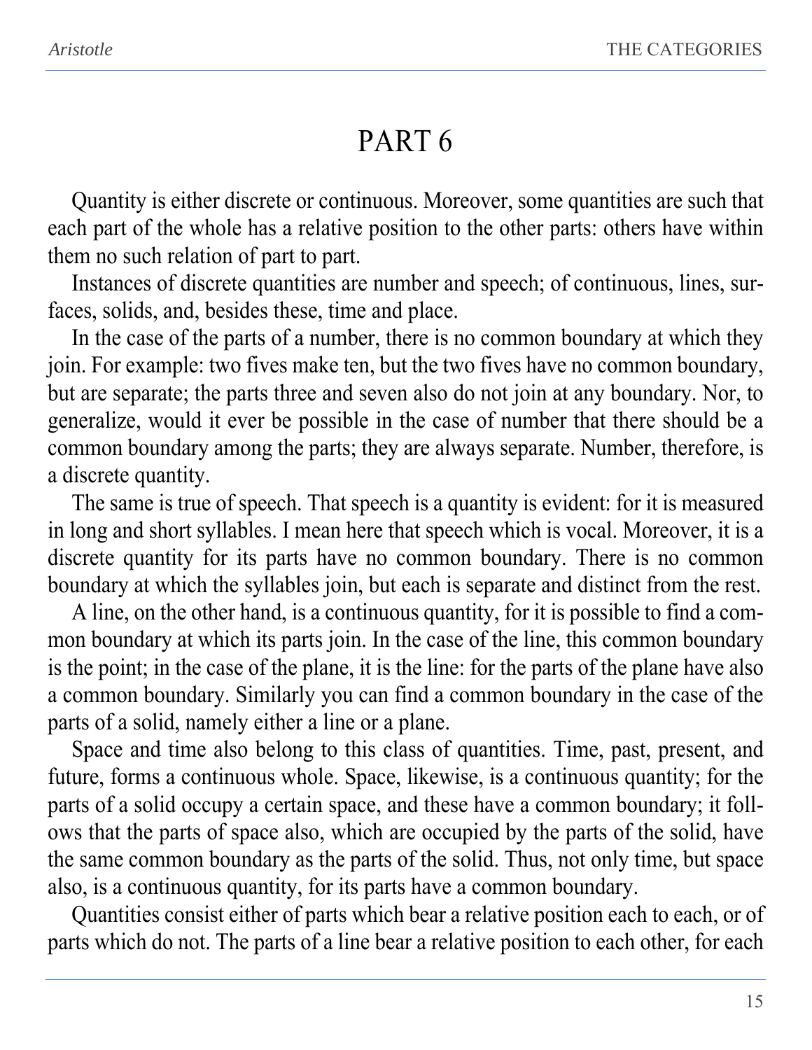# PART 6

Quantity is either discrete or continuous. Moreover, some quantities are such that each part of the whole has a relative position to the other parts: others have within them no such relation of part to part.

Instances of discrete quantities are number and speech; of continuous, lines, surfaces, solids, and, besides these, time and place.

In the case of the parts of a number, there is no common boundary at which they join. For example: two fives make ten, but the two fives have no common boundary, but are separate; the parts three and seven also do not join at any boundary. Nor, to generalize, would it ever be possible in the case of number that there should be a common boundary among the parts; they are always separate. Number, therefore, is a discrete quantity.

The same is true of speech. That speech is a quantity is evident: for it is measured in long and short syllables. I mean here that speech which is vocal. Moreover, it is a discrete quantity for its parts have no common boundary. There is no common boundary at which the syllables join, but each is separate and distinct from the rest.

A line, on the other hand, is a continuous quantity, for it is possible to find a common boundary at which its parts join. In the case of the line, this common boundary is the point; in the case of the plane, it is the line: for the parts of the plane have also a common boundary. Similarly you can find a common boundary in the case of the parts of a solid, namely either a line or a plane.

Space and time also belong to this class of quantities. Time, past, present, and future, forms a continuous whole. Space, likewise, is a continuous quantity; for the parts of a solid occupy a certain space, and these have a common boundary; it follows that the parts of space also, which are occupied by the parts of the solid, have the same common boundary as the parts of the solid. Thus, not only time, but space also, is a continuous quantity, for its parts have a common boundary.

Quantities consist either of parts which bear a relative position each to each, or of parts which do not. The parts of a line bear a relative position to each other, for each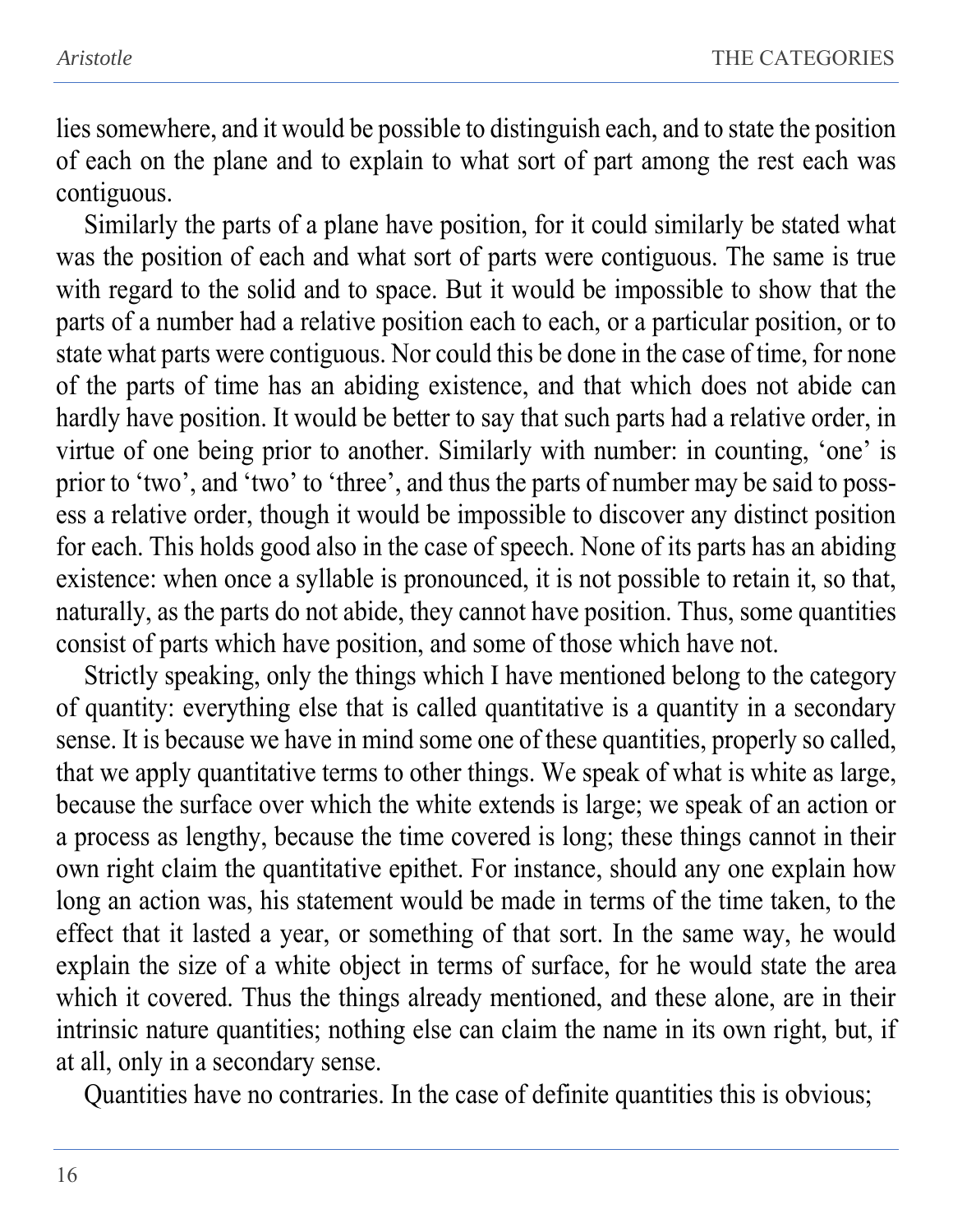lies somewhere, and it would be possible to distinguish each, and to state the position of each on the plane and to explain to what sort of part among the rest each was contiguous.

Similarly the parts of a plane have position, for it could similarly be stated what was the position of each and what sort of parts were contiguous. The same is true with regard to the solid and to space. But it would be impossible to show that the parts of a number had a relative position each to each, or a particular position, or to state what parts were contiguous. Nor could this be done in the case of time, for none of the parts of time has an abiding existence, and that which does not abide can hardly have position. It would be better to say that such parts had a relative order, in virtue of one being prior to another. Similarly with number: in counting, 'one' is prior to 'two', and 'two' to 'three', and thus the parts of number may be said to possess a relative order, though it would be impossible to discover any distinct position for each. This holds good also in the case of speech. None of its parts has an abiding existence: when once a syllable is pronounced, it is not possible to retain it, so that, naturally, as the parts do not abide, they cannot have position. Thus, some quantities consist of parts which have position, and some of those which have not.

Strictly speaking, only the things which I have mentioned belong to the category of quantity: everything else that is called quantitative is a quantity in a secondary sense. It is because we have in mind some one of these quantities, properly so called, that we apply quantitative terms to other things. We speak of what is white as large, because the surface over which the white extends is large; we speak of an action or a process as lengthy, because the time covered is long; these things cannot in their own right claim the quantitative epithet. For instance, should any one explain how long an action was, his statement would be made in terms of the time taken, to the effect that it lasted a year, or something of that sort. In the same way, he would explain the size of a white object in terms of surface, for he would state the area which it covered. Thus the things already mentioned, and these alone, are in their intrinsic nature quantities; nothing else can claim the name in its own right, but, if at all, only in a secondary sense.

Quantities have no contraries. In the case of definite quantities this is obvious;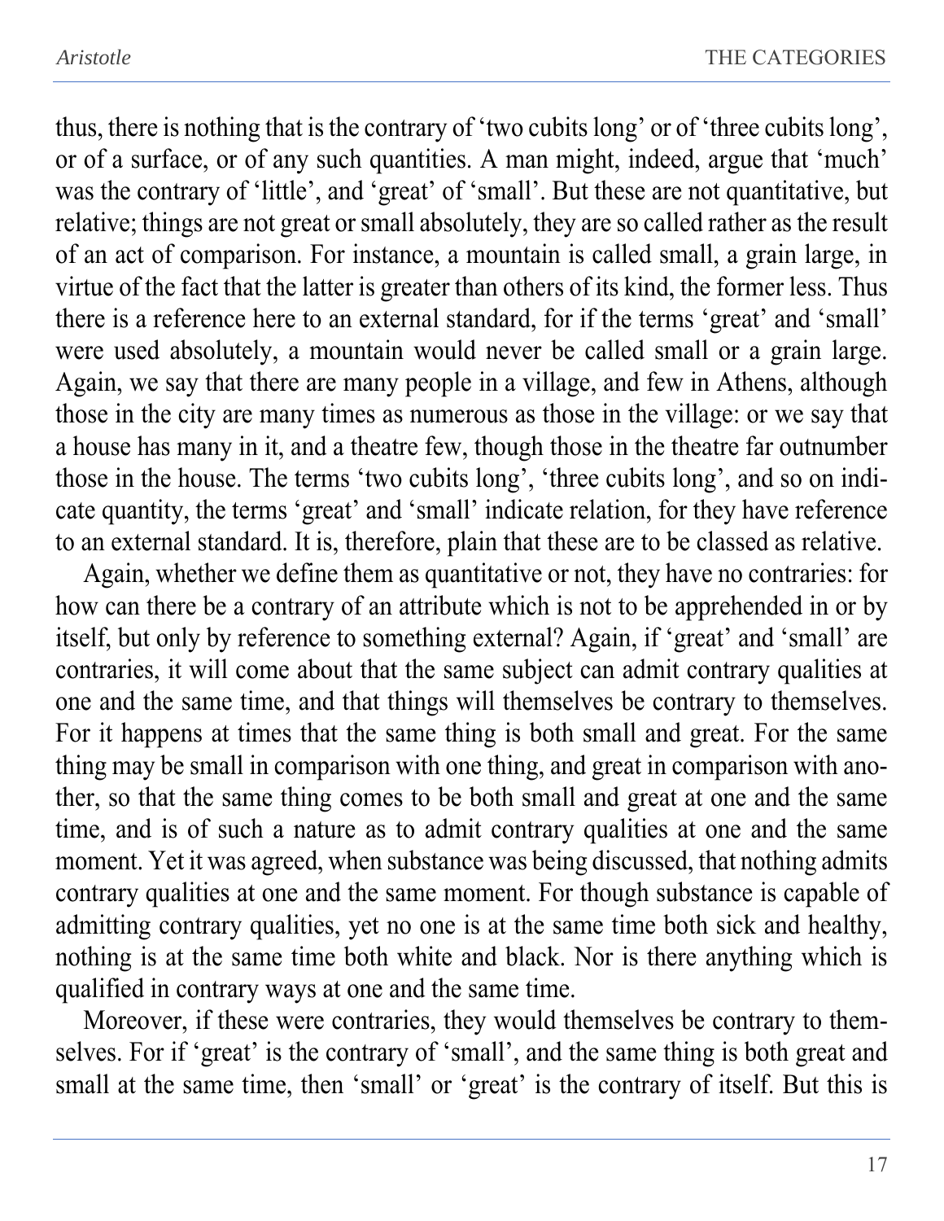thus, there is nothing that is the contrary of 'two cubits long' or of 'three cubits long', or of a surface, or of any such quantities. A man might, indeed, argue that 'much' was the contrary of 'little', and 'great' of 'small'. But these are not quantitative, but relative; things are not great or small absolutely, they are so called rather as the result of an act of comparison. For instance, a mountain is called small, a grain large, in virtue of the fact that the latter is greater than others of its kind, the former less. Thus there is a reference here to an external standard, for if the terms 'great' and 'small' were used absolutely, a mountain would never be called small or a grain large. Again, we say that there are many people in a village, and few in Athens, although those in the city are many times as numerous as those in the village: or we say that a house has many in it, and a theatre few, though those in the theatre far outnumber those in the house. The terms 'two cubits long', 'three cubits long', and so on indicate quantity, the terms 'great' and 'small' indicate relation, for they have reference to an external standard. It is, therefore, plain that these are to be classed as relative.

Again, whether we define them as quantitative or not, they have no contraries: for how can there be a contrary of an attribute which is not to be apprehended in or by itself, but only by reference to something external? Again, if 'great' and 'small' are contraries, it will come about that the same subject can admit contrary qualities at one and the same time, and that things will themselves be contrary to themselves. For it happens at times that the same thing is both small and great. For the same thing may be small in comparison with one thing, and great in comparison with another, so that the same thing comes to be both small and great at one and the same time, and is of such a nature as to admit contrary qualities at one and the same moment. Yet it was agreed, when substance was being discussed, that nothing admits contrary qualities at one and the same moment. For though substance is capable of admitting contrary qualities, yet no one is at the same time both sick and healthy, nothing is at the same time both white and black. Nor is there anything which is qualified in contrary ways at one and the same time.

Moreover, if these were contraries, they would themselves be contrary to themselves. For if 'great' is the contrary of 'small', and the same thing is both great and small at the same time, then 'small' or 'great' is the contrary of itself. But this is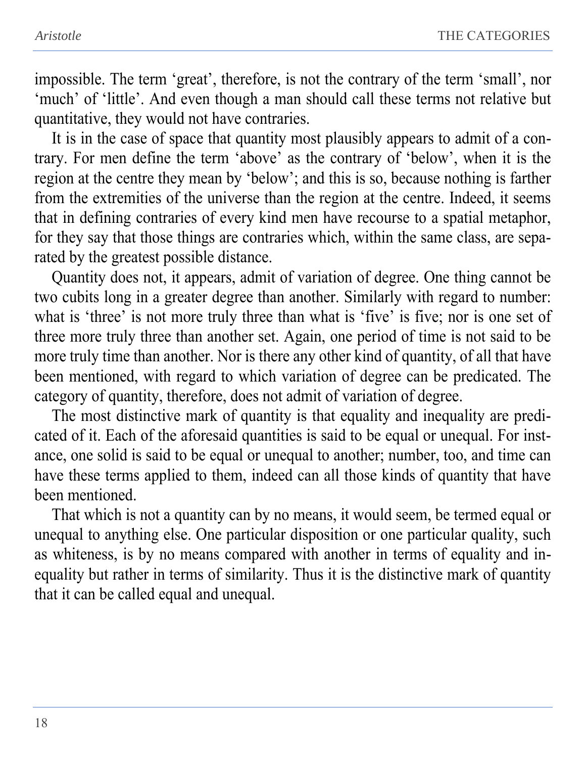impossible. The term 'great', therefore, is not the contrary of the term 'small', nor 'much' of 'little'. And even though a man should call these terms not relative but quantitative, they would not have contraries.

It is in the case of space that quantity most plausibly appears to admit of a contrary. For men define the term 'above' as the contrary of 'below', when it is the region at the centre they mean by 'below'; and this is so, because nothing is farther from the extremities of the universe than the region at the centre. Indeed, it seems that in defining contraries of every kind men have recourse to a spatial metaphor, for they say that those things are contraries which, within the same class, are separated by the greatest possible distance.

Quantity does not, it appears, admit of variation of degree. One thing cannot be two cubits long in a greater degree than another. Similarly with regard to number: what is 'three' is not more truly three than what is 'five' is five; nor is one set of three more truly three than another set. Again, one period of time is not said to be more truly time than another. Nor is there any other kind of quantity, of all that have been mentioned, with regard to which variation of degree can be predicated. The category of quantity, therefore, does not admit of variation of degree.

The most distinctive mark of quantity is that equality and inequality are predicated of it. Each of the aforesaid quantities is said to be equal or unequal. For instance, one solid is said to be equal or unequal to another; number, too, and time can have these terms applied to them, indeed can all those kinds of quantity that have been mentioned.

That which is not a quantity can by no means, it would seem, be termed equal or unequal to anything else. One particular disposition or one particular quality, such as whiteness, is by no means compared with another in terms of equality and inequality but rather in terms of similarity. Thus it is the distinctive mark of quantity that it can be called equal and unequal.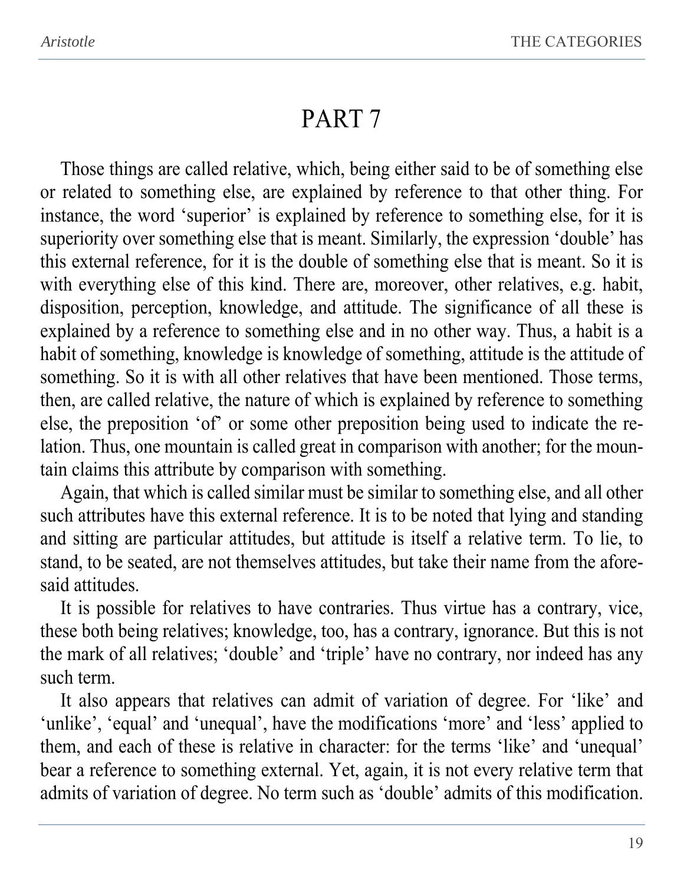# PART 7

Those things are called relative, which, being either said to be of something else or related to something else, are explained by reference to that other thing. For instance, the word 'superior' is explained by reference to something else, for it is superiority over something else that is meant. Similarly, the expression 'double' has this external reference, for it is the double of something else that is meant. So it is with everything else of this kind. There are, moreover, other relatives, e.g. habit, disposition, perception, knowledge, and attitude. The significance of all these is explained by a reference to something else and in no other way. Thus, a habit is a habit of something, knowledge is knowledge of something, attitude is the attitude of something. So it is with all other relatives that have been mentioned. Those terms, then, are called relative, the nature of which is explained by reference to something else, the preposition 'of' or some other preposition being used to indicate the relation. Thus, one mountain is called great in comparison with another; for the mountain claims this attribute by comparison with something.

Again, that which is called similar must be similar to something else, and all other such attributes have this external reference. It is to be noted that lying and standing and sitting are particular attitudes, but attitude is itself a relative term. To lie, to stand, to be seated, are not themselves attitudes, but take their name from the aforesaid attitudes.

It is possible for relatives to have contraries. Thus virtue has a contrary, vice, these both being relatives; knowledge, too, has a contrary, ignorance. But this is not the mark of all relatives; 'double' and 'triple' have no contrary, nor indeed has any such term.

It also appears that relatives can admit of variation of degree. For 'like' and 'unlike', 'equal' and 'unequal', have the modifications 'more' and 'less' applied to them, and each of these is relative in character: for the terms 'like' and 'unequal' bear a reference to something external. Yet, again, it is not every relative term that admits of variation of degree. No term such as 'double' admits of this modification.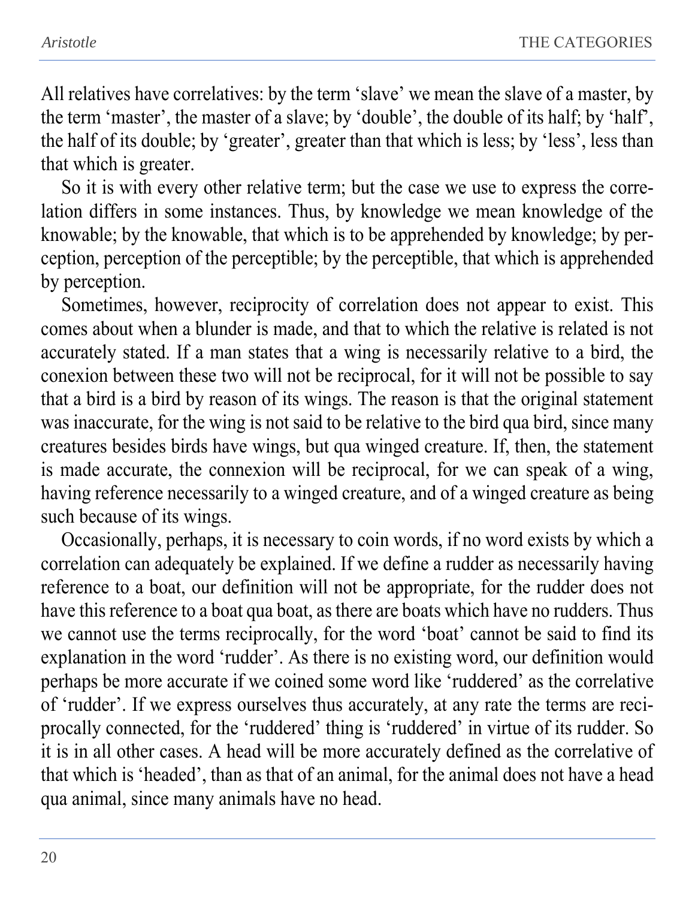All relatives have correlatives: by the term ‘slave’ we mean the slave of a master, by the term ‘master’, the master of a slave; by ‘double’, the double of its half; by ‘half’, the half of its double; by ‘greater’, greater than that which is less; by ‘less’, less than that which is greater.

So it is with every other relative term; but the case we use to express the correlation differs in some instances. Thus, by knowledge we mean knowledge of the knowable; by the knowable, that which is to be apprehended by knowledge; by perception, perception of the perceptible; by the perceptible, that which is apprehended by perception.

Sometimes, however, reciprocity of correlation does not appear to exist. This comes about when a blunder is made, and that to which the relative is related is not accurately stated. If a man states that a wing is necessarily relative to a bird, the conexion between these two will not be reciprocal, for it will not be possible to say that a bird is a bird by reason of its wings. The reason is that the original statement was inaccurate, for the wing is not said to be relative to the bird qua bird, since many creatures besides birds have wings, but qua winged creature. If, then, the statement is made accurate, the connexion will be reciprocal, for we can speak of a wing, having reference necessarily to a winged creature, and of a winged creature as being such because of its wings.

Occasionally, perhaps, it is necessary to coin words, if no word exists by which a correlation can adequately be explained. If we define a rudder as necessarily having reference to a boat, our definition will not be appropriate, for the rudder does not have this reference to a boat qua boat, as there are boats which have no rudders. Thus we cannot use the terms reciprocally, for the word ‘boat’ cannot be said to find its explanation in the word ‘rudder’. As there is no existing word, our definition would perhaps be more accurate if we coined some word like ‘ruddered’ as the correlative of ‘rudder’. If we express ourselves thus accurately, at any rate the terms are reciprocally connected, for the ‘ruddered’ thing is ‘ruddered’ in virtue of its rudder. So it is in all other cases. A head will be more accurately defined as the correlative of that which is ‘headed’, than as that of an animal, for the animal does not have a head qua animal, since many animals have no head.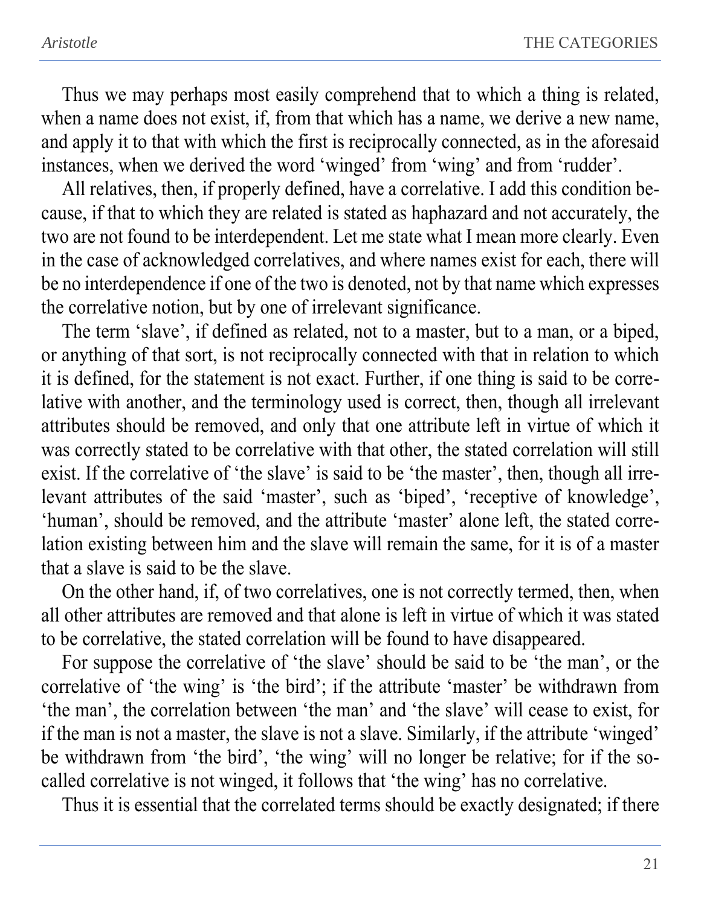Thus we may perhaps most easily comprehend that to which a thing is related, when a name does not exist, if, from that which has a name, we derive a new name, and apply it to that with which the first is reciprocally connected, as in the aforesaid instances, when we derived the word 'winged' from 'wing' and from 'rudder'.

All relatives, then, if properly defined, have a correlative. I add this condition because, if that to which they are related is stated as haphazard and not accurately, the two are not found to be interdependent. Let me state what I mean more clearly. Even in the case of acknowledged correlatives, and where names exist for each, there will be no interdependence if one of the two is denoted, not by that name which expresses the correlative notion, but by one of irrelevant significance.

The term 'slave', if defined as related, not to a master, but to a man, or a biped, or anything of that sort, is not reciprocally connected with that in relation to which it is defined, for the statement is not exact. Further, if one thing is said to be correlative with another, and the terminology used is correct, then, though all irrelevant attributes should be removed, and only that one attribute left in virtue of which it was correctly stated to be correlative with that other, the stated correlation will still exist. If the correlative of 'the slave' is said to be 'the master', then, though all irrelevant attributes of the said 'master', such as 'biped', 'receptive of knowledge', 'human', should be removed, and the attribute 'master' alone left, the stated correlation existing between him and the slave will remain the same, for it is of a master that a slave is said to be the slave.

On the other hand, if, of two correlatives, one is not correctly termed, then, when all other attributes are removed and that alone is left in virtue of which it was stated to be correlative, the stated correlation will be found to have disappeared.

For suppose the correlative of 'the slave' should be said to be 'the man', or the correlative of 'the wing' is 'the bird'; if the attribute 'master' be withdrawn from 'the man', the correlation between 'the man' and 'the slave' will cease to exist, for if the man is not a master, the slave is not a slave. Similarly, if the attribute 'winged' be withdrawn from 'the bird', 'the wing' will no longer be relative; for if the so-called correlative is not winged, it follows that 'the wing' has no correlative.

Thus it is essential that the correlated terms should be exactly designated; if there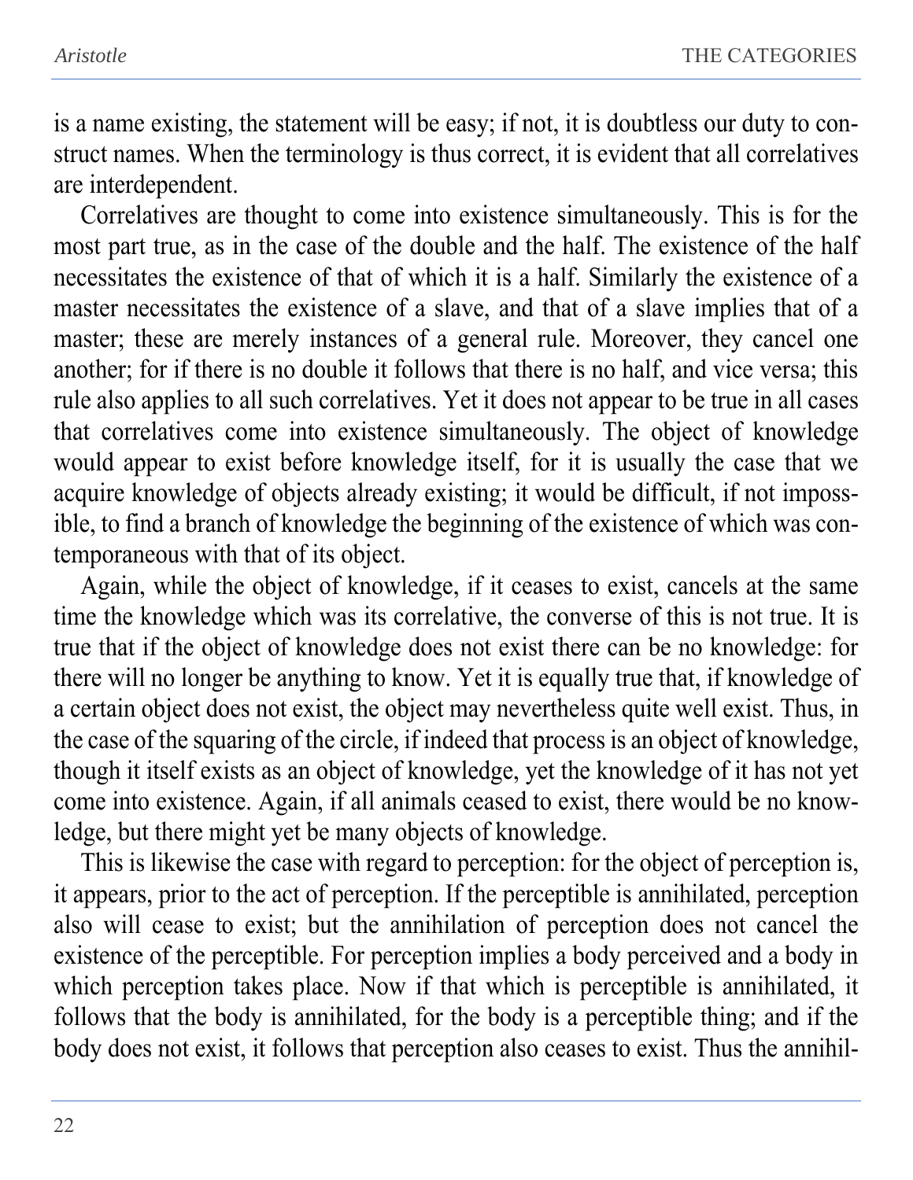is a name existing, the statement will be easy; if not, it is doubtless our duty to construct names. When the terminology is thus correct, it is evident that all correlatives are interdependent.

Correlatives are thought to come into existence simultaneously. This is for the most part true, as in the case of the double and the half. The existence of the half necessitates the existence of that of which it is a half. Similarly the existence of a master necessitates the existence of a slave, and that of a slave implies that of a master; these are merely instances of a general rule. Moreover, they cancel one another; for if there is no double it follows that there is no half, and vice versa; this rule also applies to all such correlatives. Yet it does not appear to be true in all cases that correlatives come into existence simultaneously. The object of knowledge would appear to exist before knowledge itself, for it is usually the case that we acquire knowledge of objects already existing; it would be difficult, if not impossible, to find a branch of knowledge the beginning of the existence of which was contemporaneous with that of its object.

Again, while the object of knowledge, if it ceases to exist, cancels at the same time the knowledge which was its correlative, the converse of this is not true. It is true that if the object of knowledge does not exist there can be no knowledge: for there will no longer be anything to know. Yet it is equally true that, if knowledge of a certain object does not exist, the object may nevertheless quite well exist. Thus, in the case of the squaring of the circle, if indeed that process is an object of knowledge, though it itself exists as an object of knowledge, yet the knowledge of it has not yet come into existence. Again, if all animals ceased to exist, there would be no knowledge, but there might yet be many objects of knowledge.

This is likewise the case with regard to perception: for the object of perception is, it appears, prior to the act of perception. If the perceptible is annihilated, perception also will cease to exist; but the annihilation of perception does not cancel the existence of the perceptible. For perception implies a body perceived and a body in which perception takes place. Now if that which is perceptible is annihilated, it follows that the body is annihilated, for the body is a perceptible thing; and if the body does not exist, it follows that perception also ceases to exist. Thus the annihil-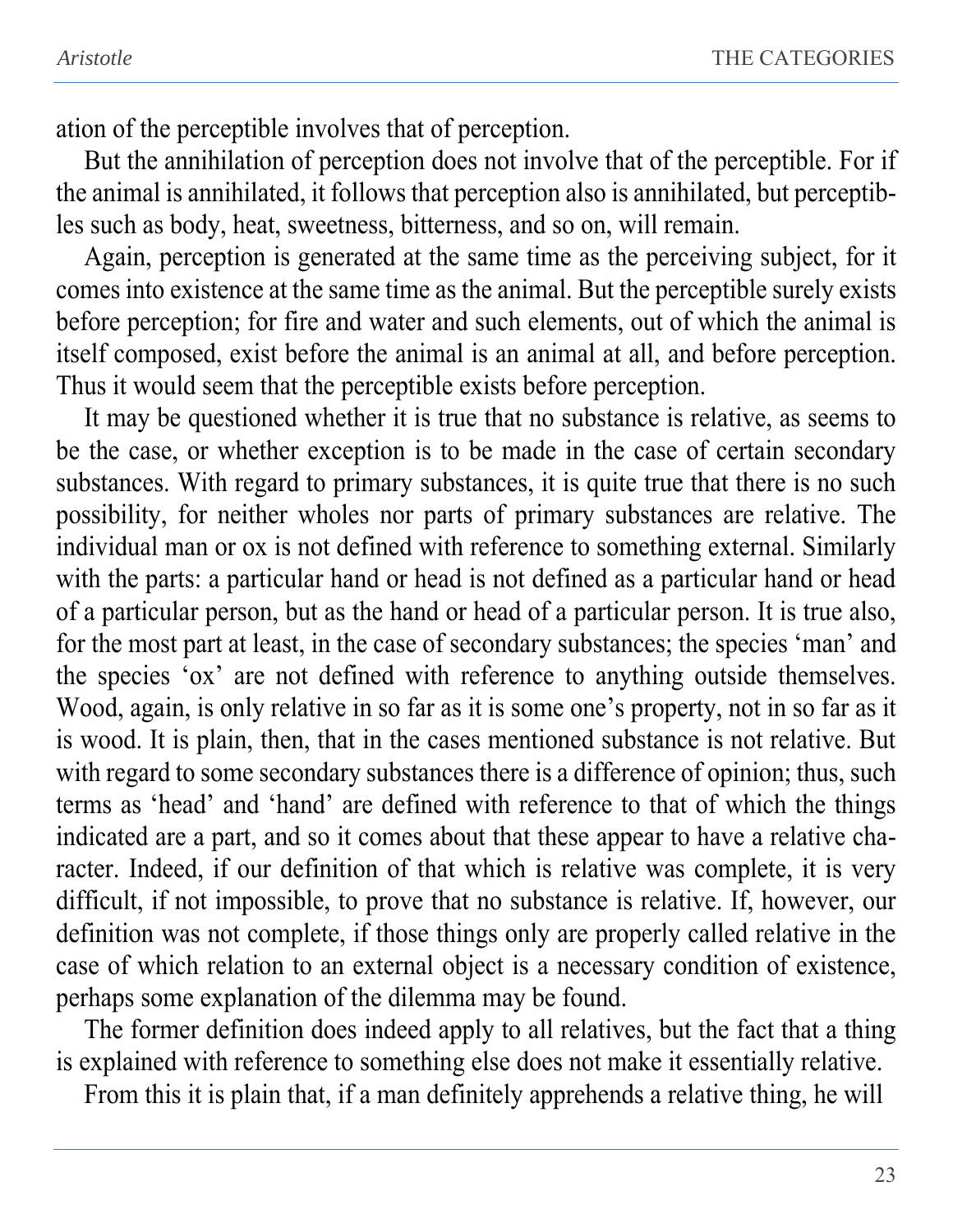ation of the perceptible involves that of perception.

But the annihilation of perception does not involve that of the perceptible. For if the animal is annihilated, it follows that perception also is annihilated, but perceptibles such as body, heat, sweetness, bitterness, and so on, will remain.

Again, perception is generated at the same time as the perceiving subject, for it comes into existence at the same time as the animal. But the perceptible surely exists before perception; for fire and water and such elements, out of which the animal is itself composed, exist before the animal is an animal at all, and before perception. Thus it would seem that the perceptible exists before perception.

It may be questioned whether it is true that no substance is relative, as seems to be the case, or whether exception is to be made in the case of certain secondary substances. With regard to primary substances, it is quite true that there is no such possibility, for neither wholes nor parts of primary substances are relative. The individual man or ox is not defined with reference to something external. Similarly with the parts: a particular hand or head is not defined as a particular hand or head of a particular person, but as the hand or head of a particular person. It is true also, for the most part at least, in the case of secondary substances; the species 'man' and the species 'ox' are not defined with reference to anything outside themselves. Wood, again, is only relative in so far as it is some one's property, not in so far as it is wood. It is plain, then, that in the cases mentioned substance is not relative. But with regard to some secondary substances there is a difference of opinion; thus, such terms as 'head' and 'hand' are defined with reference to that of which the things indicated are a part, and so it comes about that these appear to have a relative character. Indeed, if our definition of that which is relative was complete, it is very difficult, if not impossible, to prove that no substance is relative. If, however, our definition was not complete, if those things only are properly called relative in the case of which relation to an external object is a necessary condition of existence, perhaps some explanation of the dilemma may be found.

The former definition does indeed apply to all relatives, but the fact that a thing is explained with reference to something else does not make it essentially relative.

From this it is plain that, if a man definitely apprehends a relative thing, he will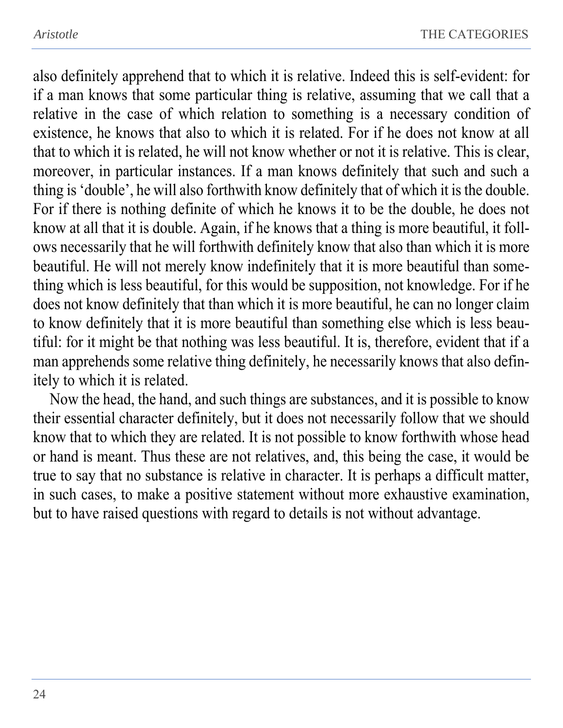also definitely apprehend that to which it is relative. Indeed this is self-evident: for if a man knows that some particular thing is relative, assuming that we call that a relative in the case of which relation to something is a necessary condition of existence, he knows that also to which it is related. For if he does not know at all that to which it is related, he will not know whether or not it is relative. This is clear, moreover, in particular instances. If a man knows definitely that such and such a thing is 'double', he will also forthwith know definitely that of which it is the double. For if there is nothing definite of which he knows it to be the double, he does not know at all that it is double. Again, if he knows that a thing is more beautiful, it follows necessarily that he will forthwith definitely know that also than which it is more beautiful. He will not merely know indefinitely that it is more beautiful than something which is less beautiful, for this would be supposition, not knowledge. For if he does not know definitely that than which it is more beautiful, he can no longer claim to know definitely that it is more beautiful than something else which is less beautiful: for it might be that nothing was less beautiful. It is, therefore, evident that if a man apprehends some relative thing definitely, he necessarily knows that also definitely to which it is related.

Now the head, the hand, and such things are substances, and it is possible to know their essential character definitely, but it does not necessarily follow that we should know that to which they are related. It is not possible to know forthwith whose head or hand is meant. Thus these are not relatives, and, this being the case, it would be true to say that no substance is relative in character. It is perhaps a difficult matter, in such cases, to make a positive statement without more exhaustive examination, but to have raised questions with regard to details is not without advantage.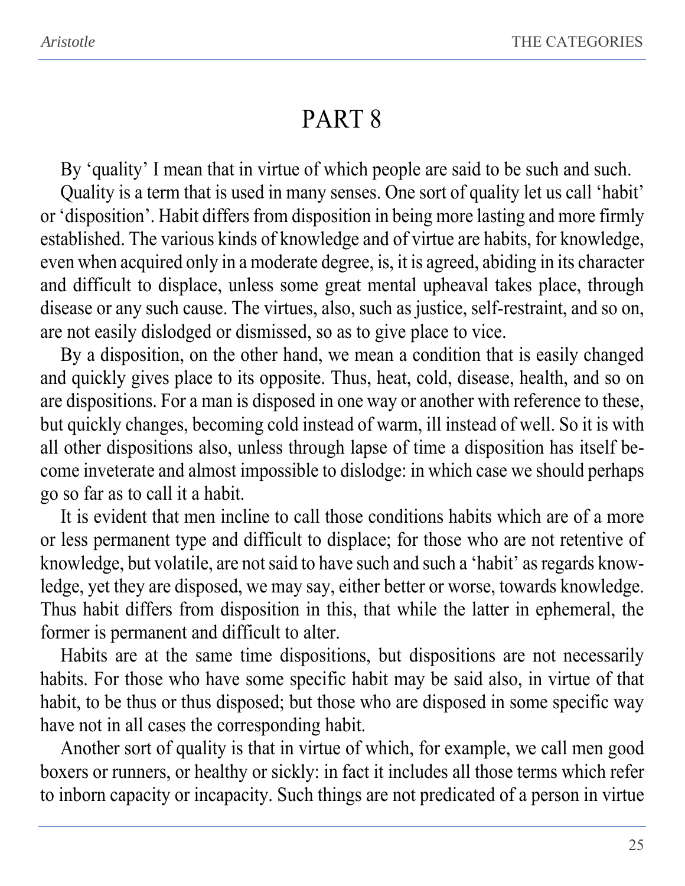# PART 8

By 'quality' I mean that in virtue of which people are said to be such and such.

Quality is a term that is used in many senses. One sort of quality let us call 'habit' or 'disposition'. Habit differs from disposition in being more lasting and more firmly established. The various kinds of knowledge and of virtue are habits, for knowledge, even when acquired only in a moderate degree, is, it is agreed, abiding in its character and difficult to displace, unless some great mental upheaval takes place, through disease or any such cause. The virtues, also, such as justice, self-restraint, and so on, are not easily dislodged or dismissed, so as to give place to vice.

By a disposition, on the other hand, we mean a condition that is easily changed and quickly gives place to its opposite. Thus, heat, cold, disease, health, and so on are dispositions. For a man is disposed in one way or another with reference to these, but quickly changes, becoming cold instead of warm, ill instead of well. So it is with all other dispositions also, unless through lapse of time a disposition has itself become inveterate and almost impossible to dislodge: in which case we should perhaps go so far as to call it a habit.

It is evident that men incline to call those conditions habits which are of a more or less permanent type and difficult to displace; for those who are not retentive of knowledge, but volatile, are not said to have such and such a 'habit' as regards knowledge, yet they are disposed, we may say, either better or worse, towards knowledge. Thus habit differs from disposition in this, that while the latter in ephemeral, the former is permanent and difficult to alter.

Habits are at the same time dispositions, but dispositions are not necessarily habits. For those who have some specific habit may be said also, in virtue of that habit, to be thus or thus disposed; but those who are disposed in some specific way have not in all cases the corresponding habit.

Another sort of quality is that in virtue of which, for example, we call men good boxers or runners, or healthy or sickly: in fact it includes all those terms which refer to inborn capacity or incapacity. Such things are not predicated of a person in virtue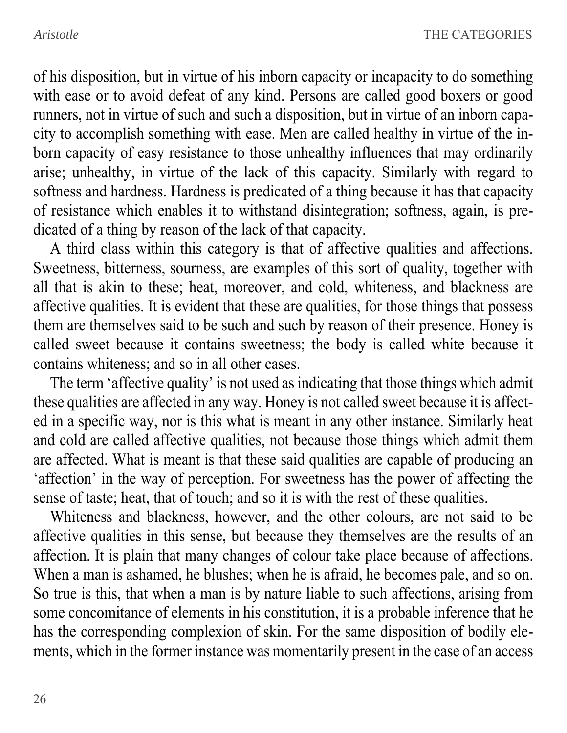of his disposition, but in virtue of his inborn capacity or incapacity to do something with ease or to avoid defeat of any kind. Persons are called good boxers or good runners, not in virtue of such and such a disposition, but in virtue of an inborn capacity to accomplish something with ease. Men are called healthy in virtue of the inborn capacity of easy resistance to those unhealthy influences that may ordinarily arise; unhealthy, in virtue of the lack of this capacity. Similarly with regard to softness and hardness. Hardness is predicated of a thing because it has that capacity of resistance which enables it to withstand disintegration; softness, again, is predicated of a thing by reason of the lack of that capacity.

A third class within this category is that of affective qualities and affections. Sweetness, bitterness, sourness, are examples of this sort of quality, together with all that is akin to these; heat, moreover, and cold, whiteness, and blackness are affective qualities. It is evident that these are qualities, for those things that possess them are themselves said to be such and such by reason of their presence. Honey is called sweet because it contains sweetness; the body is called white because it contains whiteness; and so in all other cases.

The term 'affective quality' is not used as indicating that those things which admit these qualities are affected in any way. Honey is not called sweet because it is affected in a specific way, nor is this what is meant in any other instance. Similarly heat and cold are called affective qualities, not because those things which admit them are affected. What is meant is that these said qualities are capable of producing an 'affection' in the way of perception. For sweetness has the power of affecting the sense of taste; heat, that of touch; and so it is with the rest of these qualities.

Whiteness and blackness, however, and the other colours, are not said to be affective qualities in this sense, but because they themselves are the results of an affection. It is plain that many changes of colour take place because of affections. When a man is ashamed, he blushes; when he is afraid, he becomes pale, and so on. So true is this, that when a man is by nature liable to such affections, arising from some concomitance of elements in his constitution, it is a probable inference that he has the corresponding complexion of skin. For the same disposition of bodily elements, which in the former instance was momentarily present in the case of an access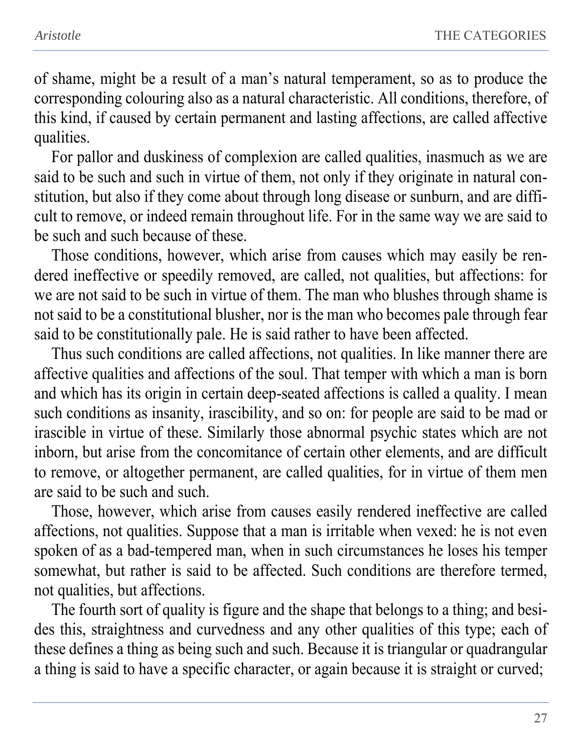of shame, might be a result of a man's natural temperament, so as to produce the corresponding colouring also as a natural characteristic. All conditions, therefore, of this kind, if caused by certain permanent and lasting affections, are called affective qualities.

For pallor and duskiness of complexion are called qualities, inasmuch as we are said to be such and such in virtue of them, not only if they originate in natural constitution, but also if they come about through long disease or sunburn, and are difficult to remove, or indeed remain throughout life. For in the same way we are said to be such and such because of these.

Those conditions, however, which arise from causes which may easily be rendered ineffective or speedily removed, are called, not qualities, but affections: for we are not said to be such in virtue of them. The man who blushes through shame is not said to be a constitutional blusher, nor is the man who becomes pale through fear said to be constitutionally pale. He is said rather to have been affected.

Thus such conditions are called affections, not qualities. In like manner there are affective qualities and affections of the soul. That temper with which a man is born and which has its origin in certain deep-seated affections is called a quality. I mean such conditions as insanity, irascibility, and so on: for people are said to be mad or irascible in virtue of these. Similarly those abnormal psychic states which are not inborn, but arise from the concomitance of certain other elements, and are difficult to remove, or altogether permanent, are called qualities, for in virtue of them men are said to be such and such.

Those, however, which arise from causes easily rendered ineffective are called affections, not qualities. Suppose that a man is irritable when vexed: he is not even spoken of as a bad-tempered man, when in such circumstances he loses his temper somewhat, but rather is said to be affected. Such conditions are therefore termed, not qualities, but affections.

The fourth sort of quality is figure and the shape that belongs to a thing; and besides this, straightness and curvedness and any other qualities of this type; each of these defines a thing as being such and such. Because it is triangular or quadrangular a thing is said to have a specific character, or again because it is straight or curved;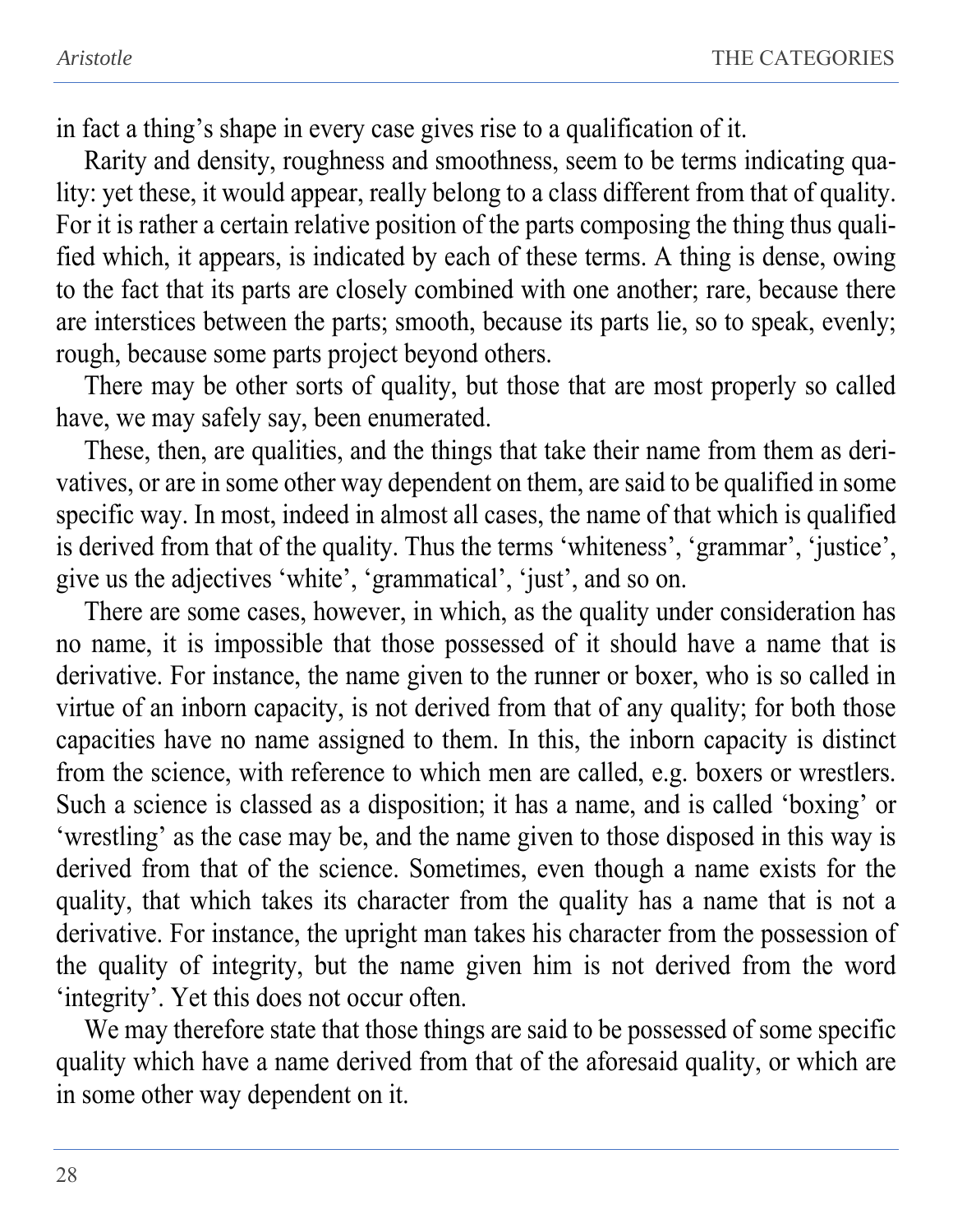in fact a thing's shape in every case gives rise to a qualification of it.

Rarity and density, roughness and smoothness, seem to be terms indicating quality: yet these, it would appear, really belong to a class different from that of quality. For it is rather a certain relative position of the parts composing the thing thus qualified which, it appears, is indicated by each of these terms. A thing is dense, owing to the fact that its parts are closely combined with one another; rare, because there are interstices between the parts; smooth, because its parts lie, so to speak, evenly; rough, because some parts project beyond others.

There may be other sorts of quality, but those that are most properly so called have, we may safely say, been enumerated.

These, then, are qualities, and the things that take their name from them as derivatives, or are in some other way dependent on them, are said to be qualified in some specific way. In most, indeed in almost all cases, the name of that which is qualified is derived from that of the quality. Thus the terms 'whiteness', 'grammar', 'justice', give us the adjectives 'white', 'grammatical', 'just', and so on.

There are some cases, however, in which, as the quality under consideration has no name, it is impossible that those possessed of it should have a name that is derivative. For instance, the name given to the runner or boxer, who is so called in virtue of an inborn capacity, is not derived from that of any quality; for both those capacities have no name assigned to them. In this, the inborn capacity is distinct from the science, with reference to which men are called, e.g. boxers or wrestlers. Such a science is classed as a disposition; it has a name, and is called 'boxing' or 'wrestling' as the case may be, and the name given to those disposed in this way is derived from that of the science. Sometimes, even though a name exists for the quality, that which takes its character from the quality has a name that is not a derivative. For instance, the upright man takes his character from the possession of the quality of integrity, but the name given him is not derived from the word 'integrity'. Yet this does not occur often.

We may therefore state that those things are said to be possessed of some specific quality which have a name derived from that of the aforesaid quality, or which are in some other way dependent on it.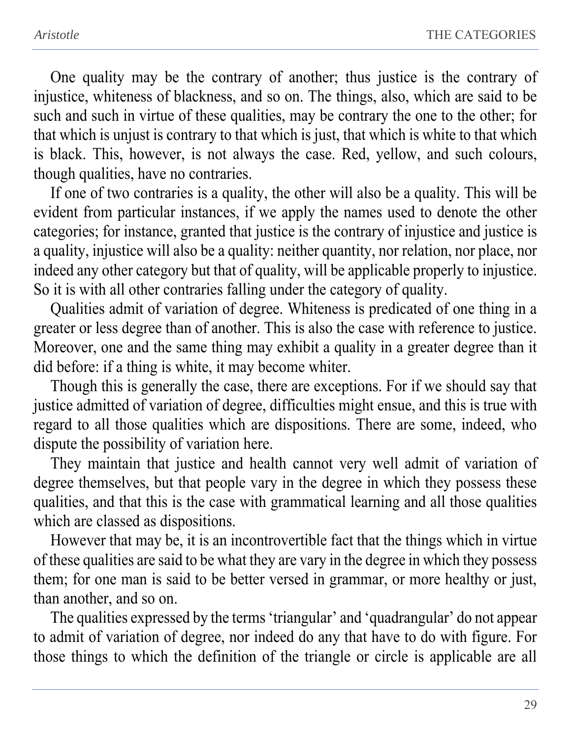One quality may be the contrary of another; thus justice is the contrary of injustice, whiteness of blackness, and so on. The things, also, which are said to be such and such in virtue of these qualities, may be contrary the one to the other; for that which is unjust is contrary to that which is just, that which is white to that which is black. This, however, is not always the case. Red, yellow, and such colours, though qualities, have no contraries.

If one of two contraries is a quality, the other will also be a quality. This will be evident from particular instances, if we apply the names used to denote the other categories; for instance, granted that justice is the contrary of injustice and justice is a quality, injustice will also be a quality: neither quantity, nor relation, nor place, nor indeed any other category but that of quality, will be applicable properly to injustice. So it is with all other contraries falling under the category of quality.

Qualities admit of variation of degree. Whiteness is predicated of one thing in a greater or less degree than of another. This is also the case with reference to justice. Moreover, one and the same thing may exhibit a quality in a greater degree than it did before: if a thing is white, it may become whiter.

Though this is generally the case, there are exceptions. For if we should say that justice admitted of variation of degree, difficulties might ensue, and this is true with regard to all those qualities which are dispositions. There are some, indeed, who dispute the possibility of variation here.

They maintain that justice and health cannot very well admit of variation of degree themselves, but that people vary in the degree in which they possess these qualities, and that this is the case with grammatical learning and all those qualities which are classed as dispositions.

However that may be, it is an incontrovertible fact that the things which in virtue of these qualities are said to be what they are vary in the degree in which they possess them; for one man is said to be better versed in grammar, or more healthy or just, than another, and so on.

The qualities expressed by the terms 'triangular' and 'quadrangular' do not appear to admit of variation of degree, nor indeed do any that have to do with figure. For those things to which the definition of the triangle or circle is applicable are all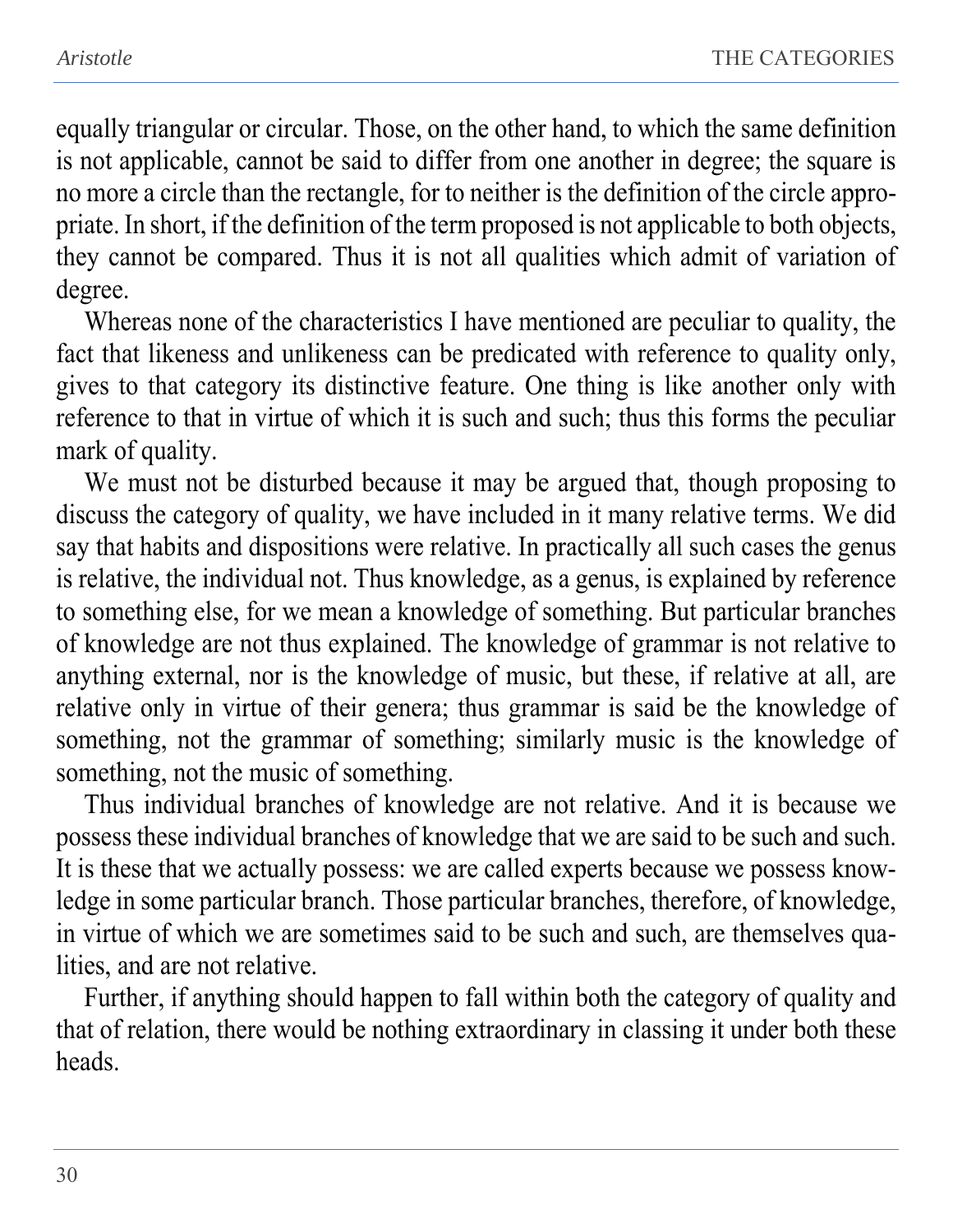equally triangular or circular. Those, on the other hand, to which the same definition is not applicable, cannot be said to differ from one another in degree; the square is no more a circle than the rectangle, for to neither is the definition of the circle appropriate. In short, if the definition of the term proposed is not applicable to both objects, they cannot be compared. Thus it is not all qualities which admit of variation of degree.

Whereas none of the characteristics I have mentioned are peculiar to quality, the fact that likeness and unlikeness can be predicated with reference to quality only, gives to that category its distinctive feature. One thing is like another only with reference to that in virtue of which it is such and such; thus this forms the peculiar mark of quality.

We must not be disturbed because it may be argued that, though proposing to discuss the category of quality, we have included in it many relative terms. We did say that habits and dispositions were relative. In practically all such cases the genus is relative, the individual not. Thus knowledge, as a genus, is explained by reference to something else, for we mean a knowledge of something. But particular branches of knowledge are not thus explained. The knowledge of grammar is not relative to anything external, nor is the knowledge of music, but these, if relative at all, are relative only in virtue of their genera; thus grammar is said be the knowledge of something, not the grammar of something; similarly music is the knowledge of something, not the music of something.

Thus individual branches of knowledge are not relative. And it is because we possess these individual branches of knowledge that we are said to be such and such. It is these that we actually possess: we are called experts because we possess knowledge in some particular branch. Those particular branches, therefore, of knowledge, in virtue of which we are sometimes said to be such and such, are themselves qualities, and are not relative.

Further, if anything should happen to fall within both the category of quality and that of relation, there would be nothing extraordinary in classing it under both these heads.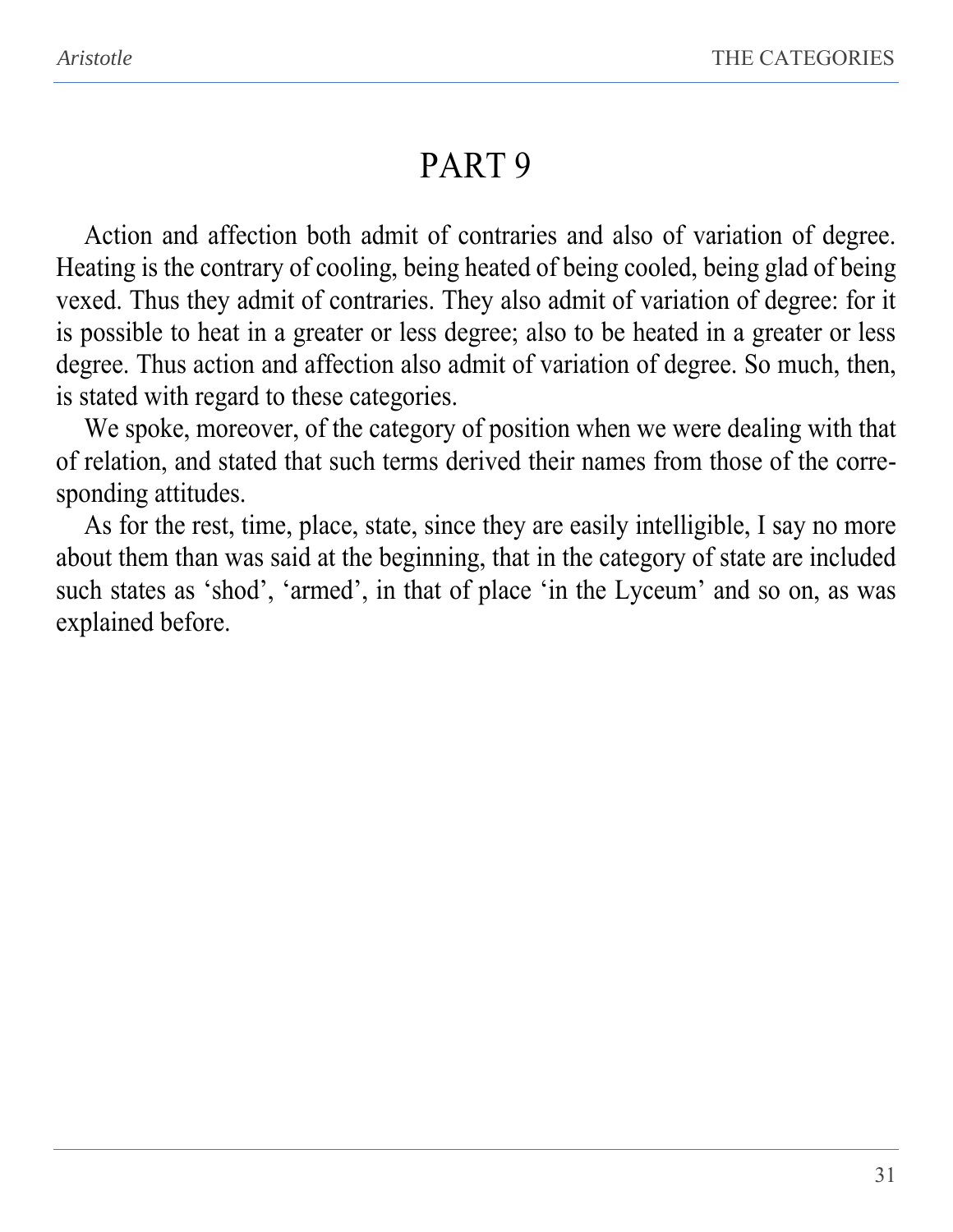# PART 9

Action and affection both admit of contraries and also of variation of degree. Heating is the contrary of cooling, being heated of being cooled, being glad of being vexed. Thus they admit of contraries. They also admit of variation of degree: for it is possible to heat in a greater or less degree; also to be heated in a greater or less degree. Thus action and affection also admit of variation of degree. So much, then, is stated with regard to these categories.

We spoke, moreover, of the category of position when we were dealing with that of relation, and stated that such terms derived their names from those of the corresponding attitudes.

As for the rest, time, place, state, since they are easily intelligible, I say no more about them than was said at the beginning, that in the category of state are included such states as 'shod', 'armed', in that of place 'in the Lyceum' and so on, as was explained before.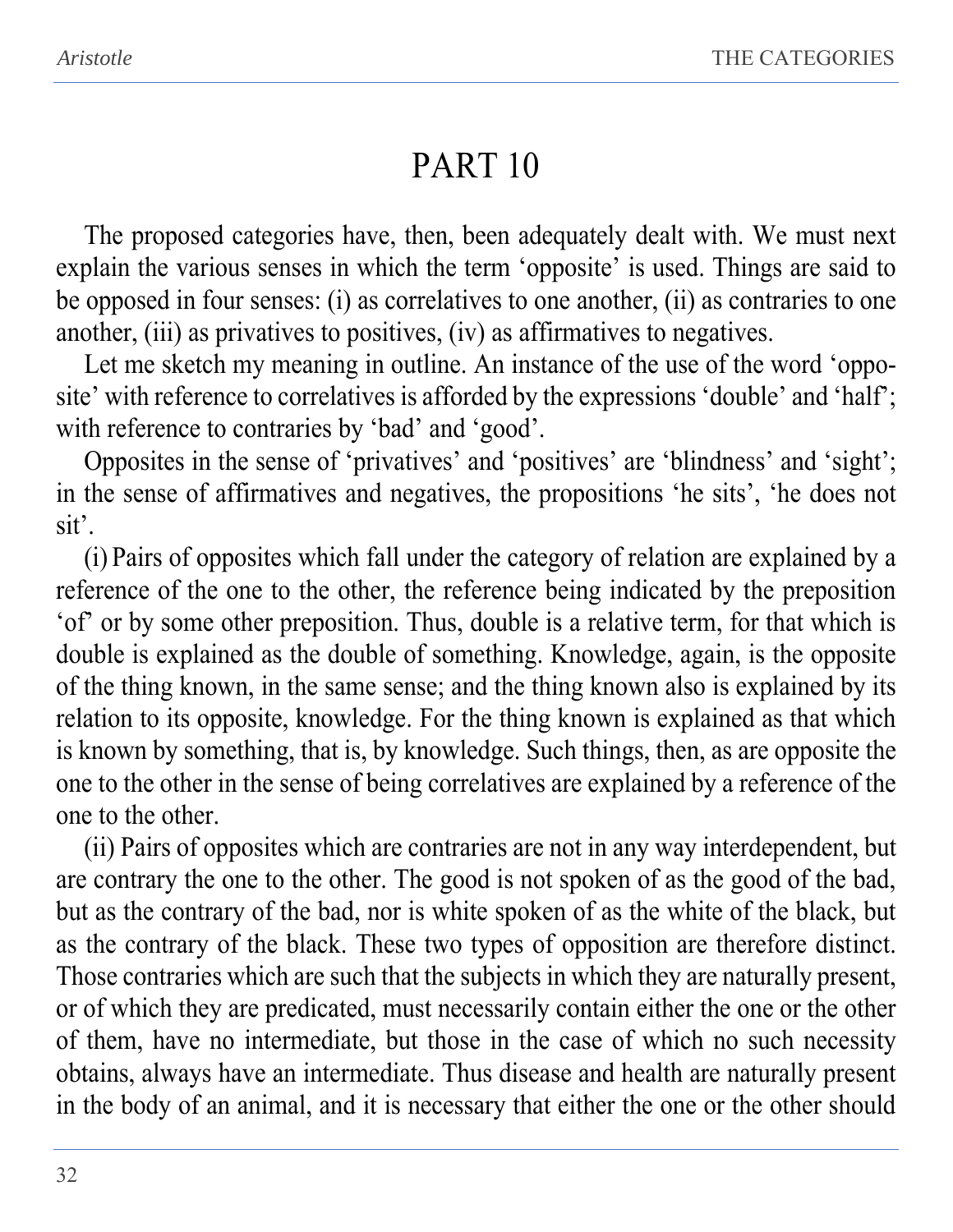# PART 10

The proposed categories have, then, been adequately dealt with. We must next explain the various senses in which the term 'opposite' is used. Things are said to be opposed in four senses: (i) as correlatives to one another, (ii) as contraries to one another, (iii) as privatives to positives, (iv) as affirmatives to negatives.

Let me sketch my meaning in outline. An instance of the use of the word 'opposite' with reference to correlatives is afforded by the expressions 'double' and 'half'; with reference to contraries by 'bad' and 'good'.

Opposites in the sense of 'privatives' and 'positives' are 'blindness' and 'sight'; in the sense of affirmatives and negatives, the propositions 'he sits', 'he does not sit'.

(i) Pairs of opposites which fall under the category of relation are explained by a reference of the one to the other, the reference being indicated by the preposition 'of' or by some other preposition. Thus, double is a relative term, for that which is double is explained as the double of something. Knowledge, again, is the opposite of the thing known, in the same sense; and the thing known also is explained by its relation to its opposite, knowledge. For the thing known is explained as that which is known by something, that is, by knowledge. Such things, then, as are opposite the one to the other in the sense of being correlatives are explained by a reference of the one to the other.

(ii) Pairs of opposites which are contraries are not in any way interdependent, but are contrary the one to the other. The good is not spoken of as the good of the bad, but as the contrary of the bad, nor is white spoken of as the white of the black, but as the contrary of the black. These two types of opposition are therefore distinct. Those contraries which are such that the subjects in which they are naturally present, or of which they are predicated, must necessarily contain either the one or the other of them, have no intermediate, but those in the case of which no such necessity obtains, always have an intermediate. Thus disease and health are naturally present in the body of an animal, and it is necessary that either the one or the other should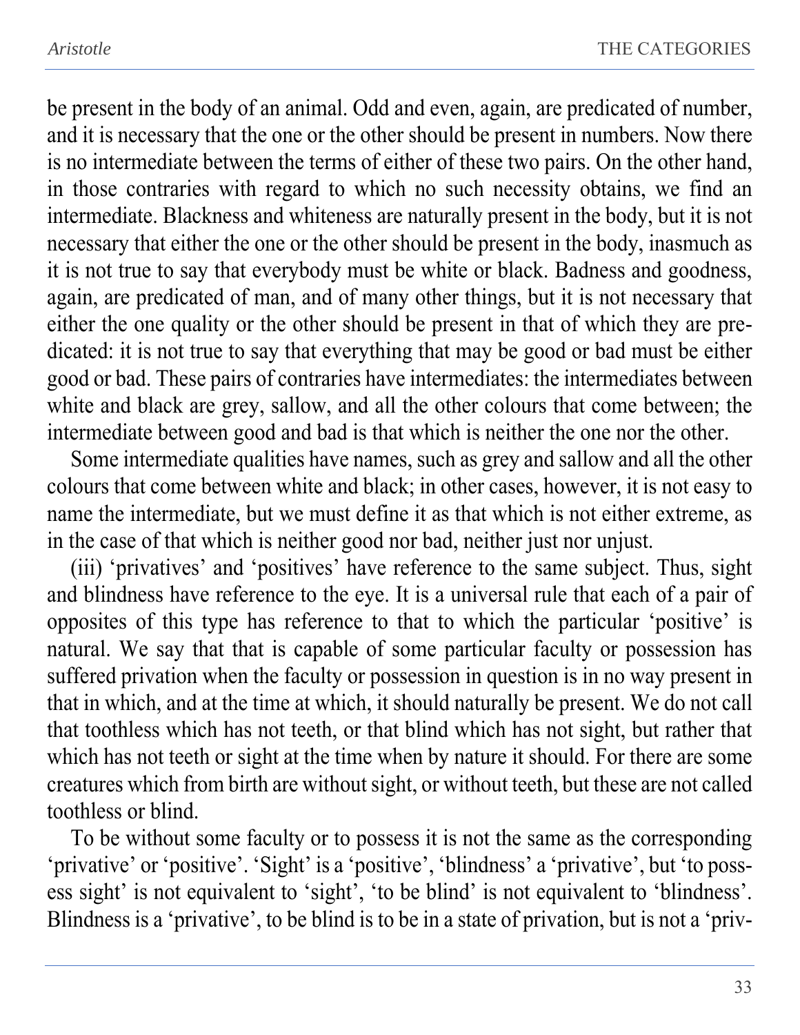be present in the body of an animal. Odd and even, again, are predicated of number, and it is necessary that the one or the other should be present in numbers. Now there is no intermediate between the terms of either of these two pairs. On the other hand, in those contraries with regard to which no such necessity obtains, we find an intermediate. Blackness and whiteness are naturally present in the body, but it is not necessary that either the one or the other should be present in the body, inasmuch as it is not true to say that everybody must be white or black. Badness and goodness, again, are predicated of man, and of many other things, but it is not necessary that either the one quality or the other should be present in that of which they are predicated: it is not true to say that everything that may be good or bad must be either good or bad. These pairs of contraries have intermediates: the intermediates between white and black are grey, sallow, and all the other colours that come between; the intermediate between good and bad is that which is neither the one nor the other.

Some intermediate qualities have names, such as grey and sallow and all the other colours that come between white and black; in other cases, however, it is not easy to name the intermediate, but we must define it as that which is not either extreme, as in the case of that which is neither good nor bad, neither just nor unjust.

(iii) 'privatives' and 'positives' have reference to the same subject. Thus, sight and blindness have reference to the eye. It is a universal rule that each of a pair of opposites of this type has reference to that to which the particular 'positive' is natural. We say that that is capable of some particular faculty or possession has suffered privation when the faculty or possession in question is in no way present in that in which, and at the time at which, it should naturally be present. We do not call that toothless which has not teeth, or that blind which has not sight, but rather that which has not teeth or sight at the time when by nature it should. For there are some creatures which from birth are without sight, or without teeth, but these are not called toothless or blind.

To be without some faculty or to possess it is not the same as the corresponding 'privative' or 'positive'. 'Sight' is a 'positive', 'blindness' a 'privative', but 'to possess sight' is not equivalent to 'sight', 'to be blind' is not equivalent to 'blindness'. Blindness is a 'privative', to be blind is to be in a state of privation, but is not a 'priv-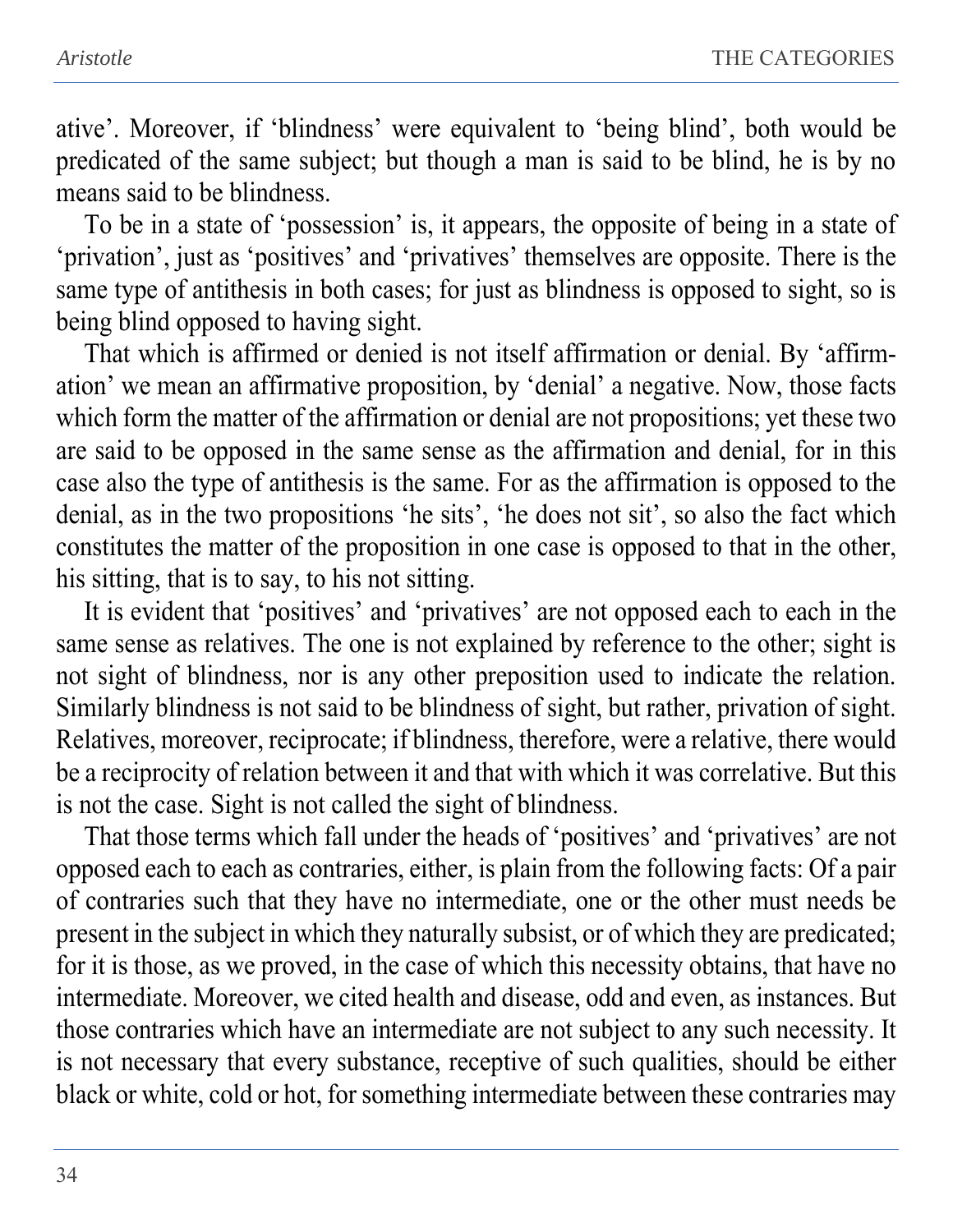ative’. Moreover, if ‘blindness’ were equivalent to ‘being blind’, both would be predicated of the same subject; but though a man is said to be blind, he is by no means said to be blindness.

To be in a state of ‘possession’ is, it appears, the opposite of being in a state of ‘privation’, just as ‘positives’ and ‘privatives’ themselves are opposite. There is the same type of antithesis in both cases; for just as blindness is opposed to sight, so is being blind opposed to having sight.

That which is affirmed or denied is not itself affirmation or denial. By ‘affirmation’ we mean an affirmative proposition, by ‘denial’ a negative. Now, those facts which form the matter of the affirmation or denial are not propositions; yet these two are said to be opposed in the same sense as the affirmation and denial, for in this case also the type of antithesis is the same. For as the affirmation is opposed to the denial, as in the two propositions ‘he sits’, ‘he does not sit’, so also the fact which constitutes the matter of the proposition in one case is opposed to that in the other, his sitting, that is to say, to his not sitting.

It is evident that ‘positives’ and ‘privatives’ are not opposed each to each in the same sense as relatives. The one is not explained by reference to the other; sight is not sight of blindness, nor is any other preposition used to indicate the relation. Similarly blindness is not said to be blindness of sight, but rather, privation of sight. Relatives, moreover, reciprocate; if blindness, therefore, were a relative, there would be a reciprocity of relation between it and that with which it was correlative. But this is not the case. Sight is not called the sight of blindness.

That those terms which fall under the heads of ‘positives’ and ‘privatives’ are not opposed each to each as contraries, either, is plain from the following facts: Of a pair of contraries such that they have no intermediate, one or the other must needs be present in the subject in which they naturally subsist, or of which they are predicated; for it is those, as we proved, in the case of which this necessity obtains, that have no intermediate. Moreover, we cited health and disease, odd and even, as instances. But those contraries which have an intermediate are not subject to any such necessity. It is not necessary that every substance, receptive of such qualities, should be either black or white, cold or hot, for something intermediate between these contraries may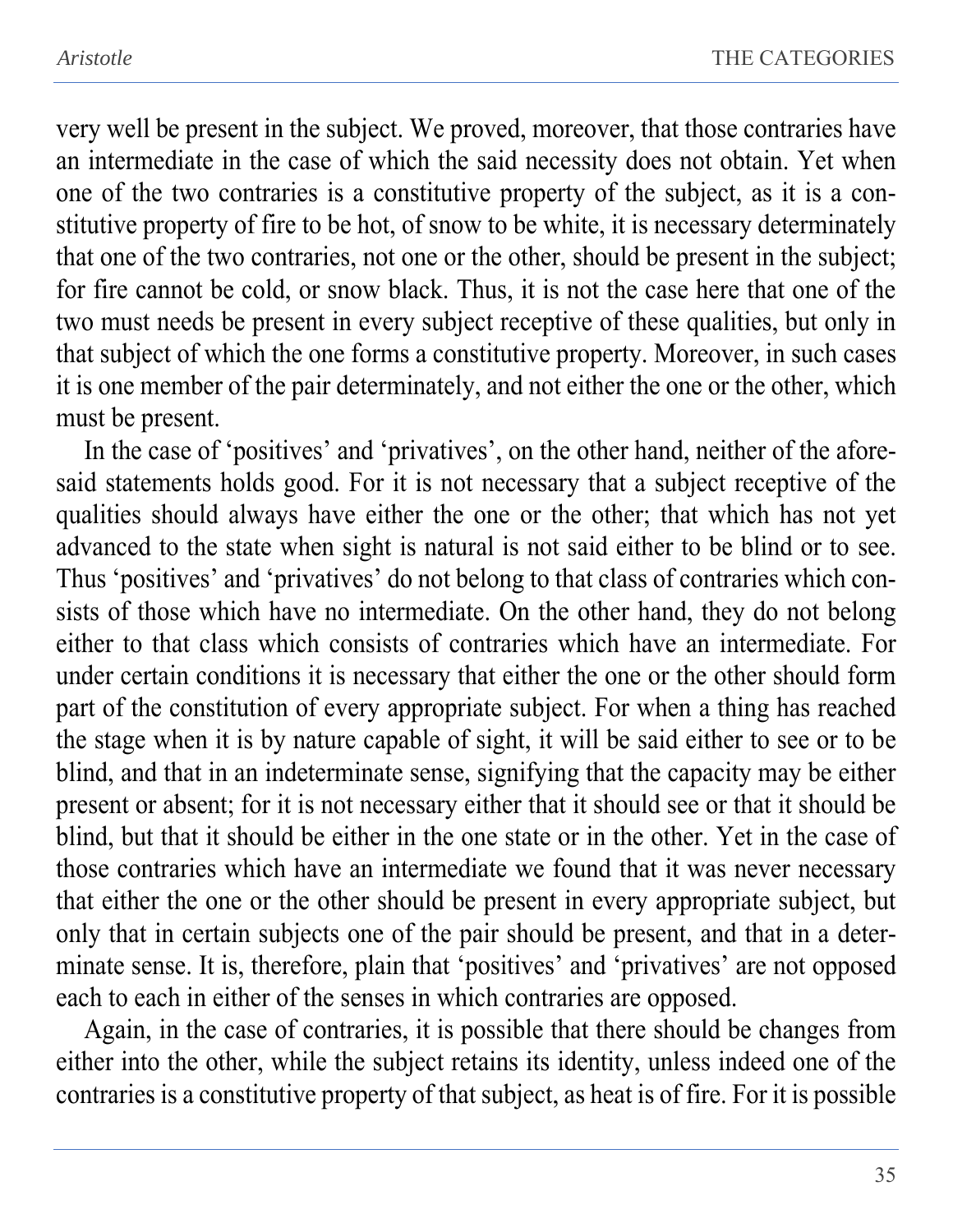very well be present in the subject. We proved, moreover, that those contraries have an intermediate in the case of which the said necessity does not obtain. Yet when one of the two contraries is a constitutive property of the subject, as it is a constitutive property of fire to be hot, of snow to be white, it is necessary determinately that one of the two contraries, not one or the other, should be present in the subject; for fire cannot be cold, or snow black. Thus, it is not the case here that one of the two must needs be present in every subject receptive of these qualities, but only in that subject of which the one forms a constitutive property. Moreover, in such cases it is one member of the pair determinately, and not either the one or the other, which must be present.

In the case of 'positives' and 'privatives', on the other hand, neither of the aforesaid statements holds good. For it is not necessary that a subject receptive of the qualities should always have either the one or the other; that which has not yet advanced to the state when sight is natural is not said either to be blind or to see. Thus 'positives' and 'privatives' do not belong to that class of contraries which consists of those which have no intermediate. On the other hand, they do not belong either to that class which consists of contraries which have an intermediate. For under certain conditions it is necessary that either the one or the other should form part of the constitution of every appropriate subject. For when a thing has reached the stage when it is by nature capable of sight, it will be said either to see or to be blind, and that in an indeterminate sense, signifying that the capacity may be either present or absent; for it is not necessary either that it should see or that it should be blind, but that it should be either in the one state or in the other. Yet in the case of those contraries which have an intermediate we found that it was never necessary that either the one or the other should be present in every appropriate subject, but only that in certain subjects one of the pair should be present, and that in a determinate sense. It is, therefore, plain that 'positives' and 'privatives' are not opposed each to each in either of the senses in which contraries are opposed.

Again, in the case of contraries, it is possible that there should be changes from either into the other, while the subject retains its identity, unless indeed one of the contraries is a constitutive property of that subject, as heat is of fire. For it is possible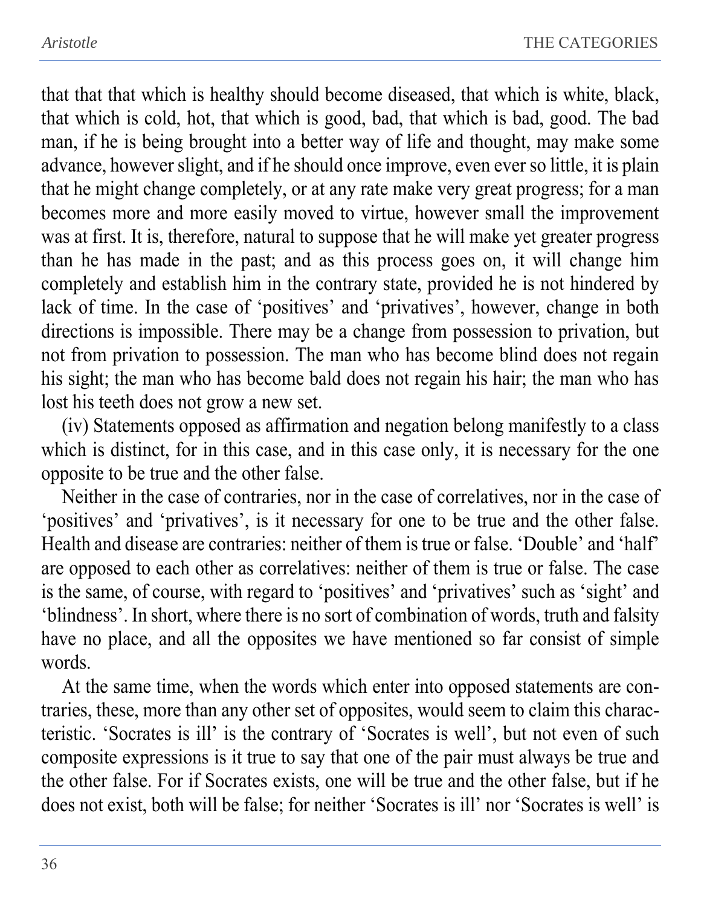that that that which is healthy should become diseased, that which is white, black, that which is cold, hot, that which is good, bad, that which is bad, good. The bad man, if he is being brought into a better way of life and thought, may make some advance, however slight, and if he should once improve, even ever so little, it is plain that he might change completely, or at any rate make very great progress; for a man becomes more and more easily moved to virtue, however small the improvement was at first. It is, therefore, natural to suppose that he will make yet greater progress than he has made in the past; and as this process goes on, it will change him completely and establish him in the contrary state, provided he is not hindered by lack of time. In the case of 'positives' and 'privatives', however, change in both directions is impossible. There may be a change from possession to privation, but not from privation to possession. The man who has become blind does not regain his sight; the man who has become bald does not regain his hair; the man who has lost his teeth does not grow a new set.

(iv) Statements opposed as affirmation and negation belong manifestly to a class which is distinct, for in this case, and in this case only, it is necessary for the one opposite to be true and the other false.

Neither in the case of contraries, nor in the case of correlatives, nor in the case of 'positives' and 'privatives', is it necessary for one to be true and the other false. Health and disease are contraries: neither of them is true or false. 'Double' and 'half' are opposed to each other as correlatives: neither of them is true or false. The case is the same, of course, with regard to 'positives' and 'privatives' such as 'sight' and 'blindness'. In short, where there is no sort of combination of words, truth and falsity have no place, and all the opposites we have mentioned so far consist of simple words.

At the same time, when the words which enter into opposed statements are contraries, these, more than any other set of opposites, would seem to claim this characteristic. 'Socrates is ill' is the contrary of 'Socrates is well', but not even of such composite expressions is it true to say that one of the pair must always be true and the other false. For if Socrates exists, one will be true and the other false, but if he does not exist, both will be false; for neither 'Socrates is ill' nor 'Socrates is well' is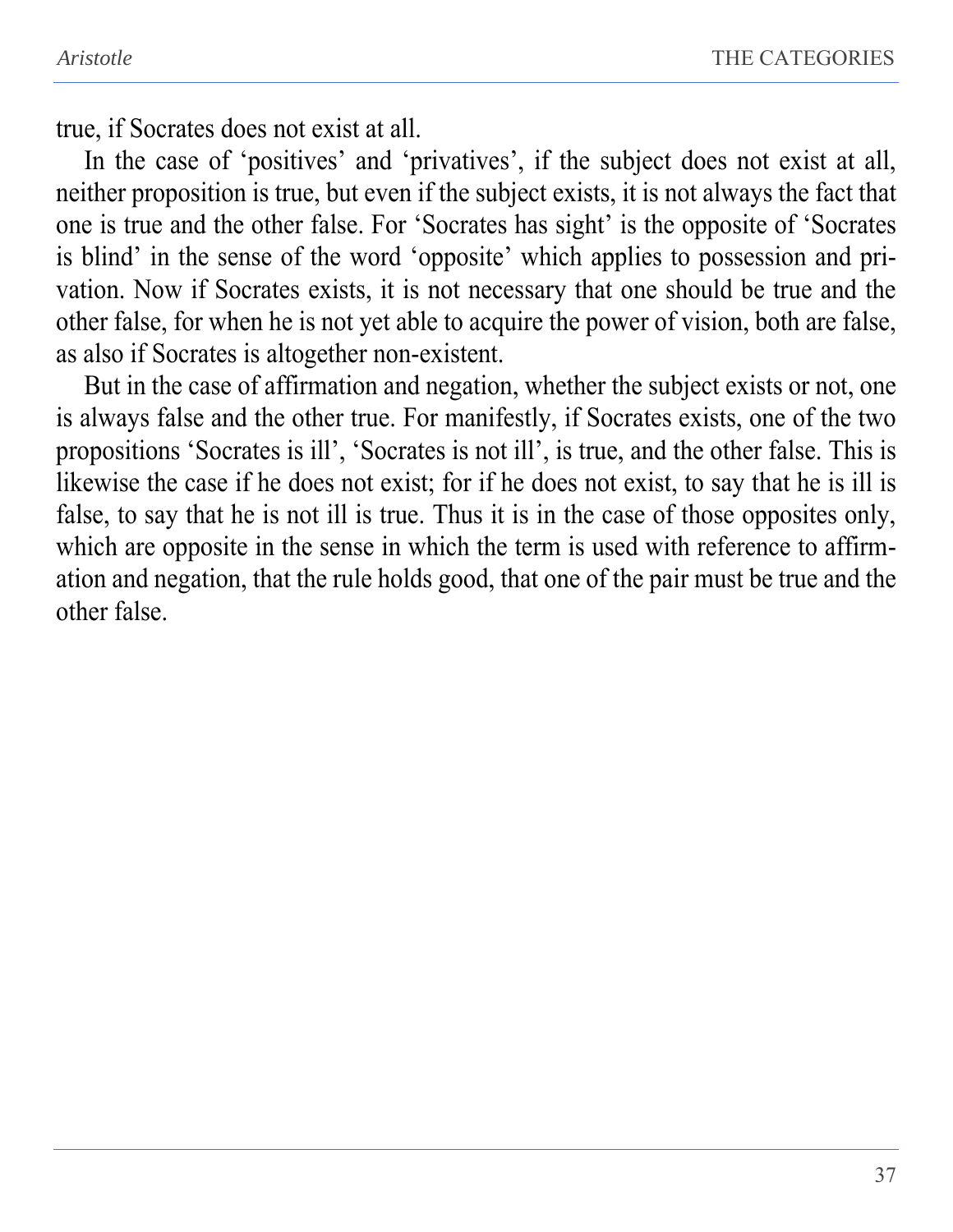true, if Socrates does not exist at all.

In the case of ‘positives’ and ‘privatives’, if the subject does not exist at all, neither proposition is true, but even if the subject exists, it is not always the fact that one is true and the other false. For ‘Socrates has sight’ is the opposite of ‘Socrates is blind’ in the sense of the word ‘opposite’ which applies to possession and privation. Now if Socrates exists, it is not necessary that one should be true and the other false, for when he is not yet able to acquire the power of vision, both are false, as also if Socrates is altogether non-existent.

But in the case of affirmation and negation, whether the subject exists or not, one is always false and the other true. For manifestly, if Socrates exists, one of the two propositions ‘Socrates is ill’, ‘Socrates is not ill’, is true, and the other false. This is likewise the case if he does not exist; for if he does not exist, to say that he is ill is false, to say that he is not ill is true. Thus it is in the case of those opposites only, which are opposite in the sense in which the term is used with reference to affirmation and negation, that the rule holds good, that one of the pair must be true and the other false.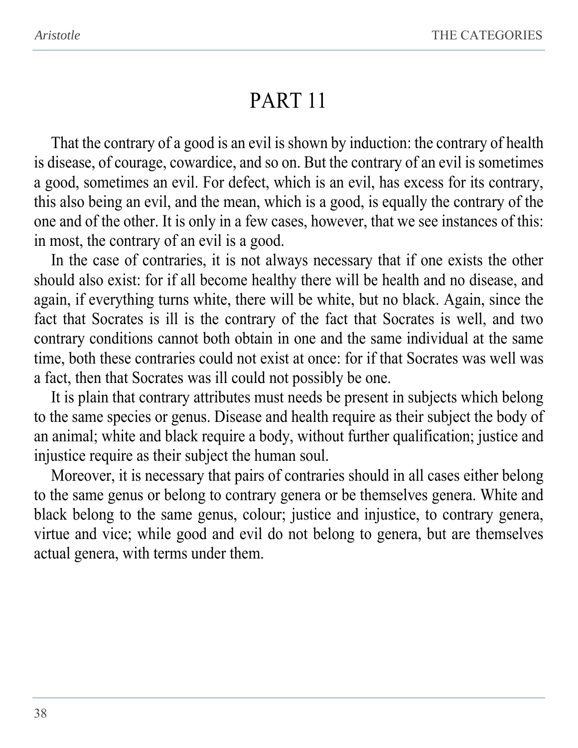# PART 11

That the contrary of a good is an evil is shown by induction: the contrary of health is disease, of courage, cowardice, and so on. But the contrary of an evil is sometimes a good, sometimes an evil. For defect, which is an evil, has excess for its contrary, this also being an evil, and the mean, which is a good, is equally the contrary of the one and of the other. It is only in a few cases, however, that we see instances of this: in most, the contrary of an evil is a good.

In the case of contraries, it is not always necessary that if one exists the other should also exist: for if all become healthy there will be health and no disease, and again, if everything turns white, there will be white, but no black. Again, since the fact that Socrates is ill is the contrary of the fact that Socrates is well, and two contrary conditions cannot both obtain in one and the same individual at the same time, both these contraries could not exist at once: for if that Socrates was well was a fact, then that Socrates was ill could not possibly be one.

It is plain that contrary attributes must needs be present in subjects which belong to the same species or genus. Disease and health require as their subject the body of an animal; white and black require a body, without further qualification; justice and injustice require as their subject the human soul.

Moreover, it is necessary that pairs of contraries should in all cases either belong to the same genus or belong to contrary genera or be themselves genera. White and black belong to the same genus, colour; justice and injustice, to contrary genera, virtue and vice; while good and evil do not belong to genera, but are themselves actual genera, with terms under them.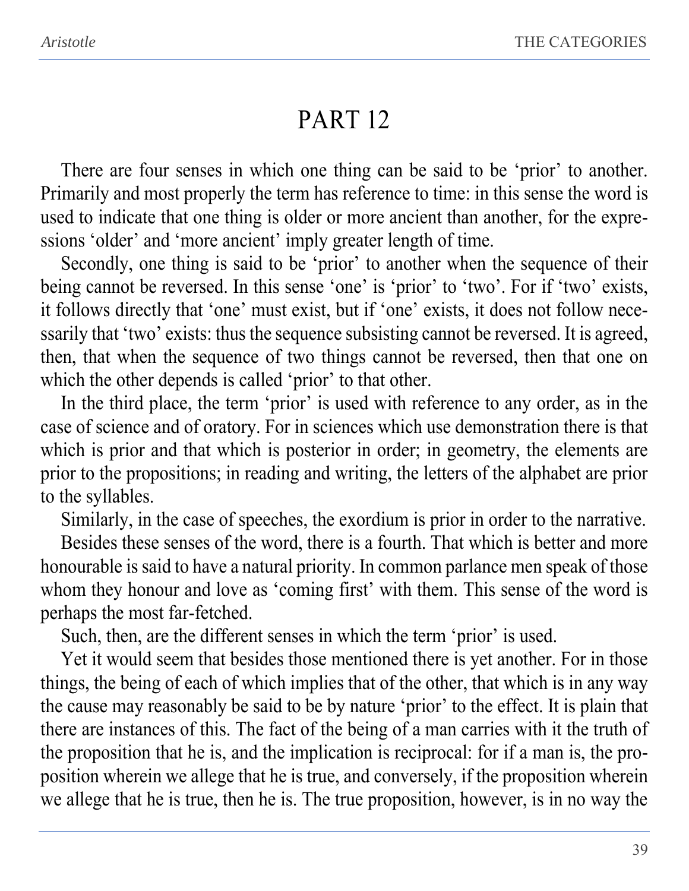# PART 12

There are four senses in which one thing can be said to be 'prior' to another. Primarily and most properly the term has reference to time: in this sense the word is used to indicate that one thing is older or more ancient than another, for the expressions 'older' and 'more ancient' imply greater length of time.

Secondly, one thing is said to be 'prior' to another when the sequence of their being cannot be reversed. In this sense 'one' is 'prior' to 'two'. For if 'two' exists, it follows directly that 'one' must exist, but if 'one' exists, it does not follow necessarily that 'two' exists: thus the sequence subsisting cannot be reversed. It is agreed, then, that when the sequence of two things cannot be reversed, then that one on which the other depends is called 'prior' to that other.

In the third place, the term 'prior' is used with reference to any order, as in the case of science and of oratory. For in sciences which use demonstration there is that which is prior and that which is posterior in order; in geometry, the elements are prior to the propositions; in reading and writing, the letters of the alphabet are prior to the syllables.

Similarly, in the case of speeches, the exordium is prior in order to the narrative.

Besides these senses of the word, there is a fourth. That which is better and more honourable is said to have a natural priority. In common parlance men speak of those whom they honour and love as 'coming first' with them. This sense of the word is perhaps the most far-fetched.

Such, then, are the different senses in which the term 'prior' is used.

Yet it would seem that besides those mentioned there is yet another. For in those things, the being of each of which implies that of the other, that which is in any way the cause may reasonably be said to be by nature 'prior' to the effect. It is plain that there are instances of this. The fact of the being of a man carries with it the truth of the proposition that he is, and the implication is reciprocal: for if a man is, the proposition wherein we allege that he is true, and conversely, if the proposition wherein we allege that he is true, then he is. The true proposition, however, is in no way the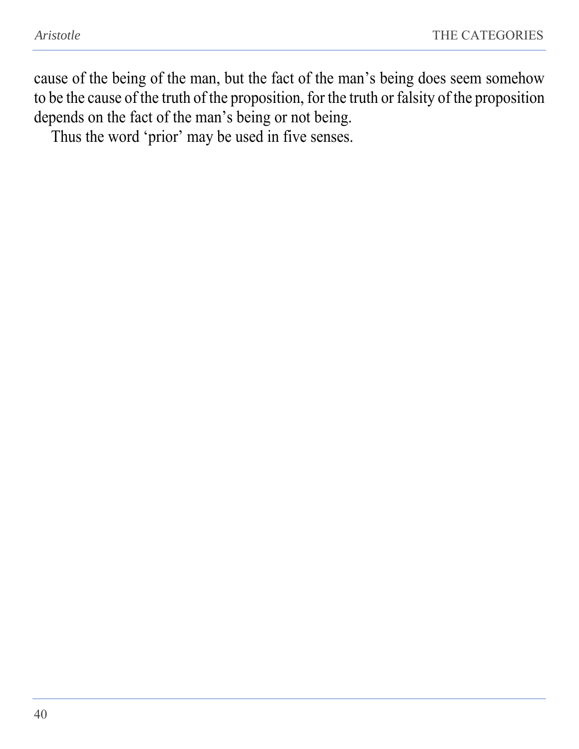cause of the being of the man, but the fact of the man's being does seem somehow to be the cause of the truth of the proposition, for the truth or falsity of the proposition depends on the fact of the man's being or not being.

Thus the word 'prior' may be used in five senses.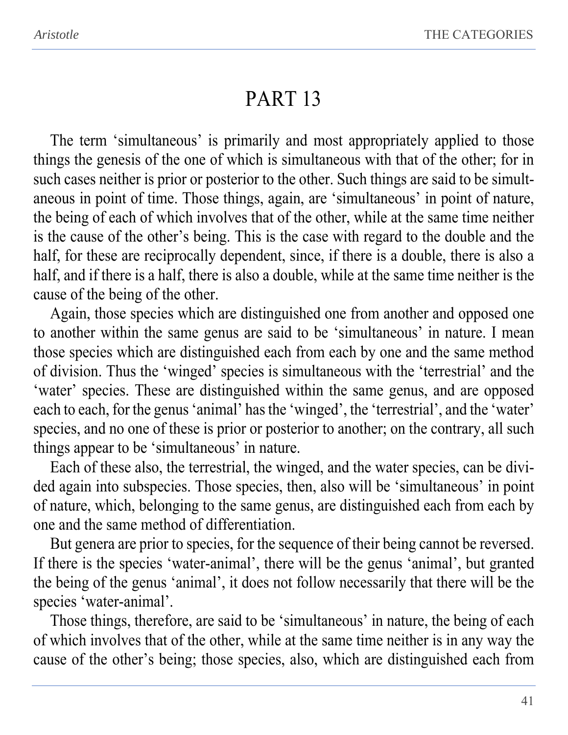# PART 13

The term ‘simultaneous’ is primarily and most appropriately applied to those things the genesis of the one of which is simultaneous with that of the other; for in such cases neither is prior or posterior to the other. Such things are said to be simultaneous in point of time. Those things, again, are ‘simultaneous’ in point of nature, the being of each of which involves that of the other, while at the same time neither is the cause of the other’s being. This is the case with regard to the double and the half, for these are reciprocally dependent, since, if there is a double, there is also a half, and if there is a half, there is also a double, while at the same time neither is the cause of the being of the other.

Again, those species which are distinguished one from another and opposed one to another within the same genus are said to be ‘simultaneous’ in nature. I mean those species which are distinguished each from each by one and the same method of division. Thus the ‘winged’ species is simultaneous with the ‘terrestrial’ and the ‘water’ species. These are distinguished within the same genus, and are opposed each to each, for the genus ‘animal’ has the ‘winged’, the ‘terrestrial’, and the ‘water’ species, and no one of these is prior or posterior to another; on the contrary, all such things appear to be ‘simultaneous’ in nature.

Each of these also, the terrestrial, the winged, and the water species, can be divided again into subspecies. Those species, then, also will be ‘simultaneous’ in point of nature, which, belonging to the same genus, are distinguished each from each by one and the same method of differentiation.

But genera are prior to species, for the sequence of their being cannot be reversed. If there is the species ‘water-animal’, there will be the genus ‘animal’, but granted the being of the genus ‘animal’, it does not follow necessarily that there will be the species ‘water-animal’.

Those things, therefore, are said to be ‘simultaneous’ in nature, the being of each of which involves that of the other, while at the same time neither is in any way the cause of the other’s being; those species, also, which are distinguished each from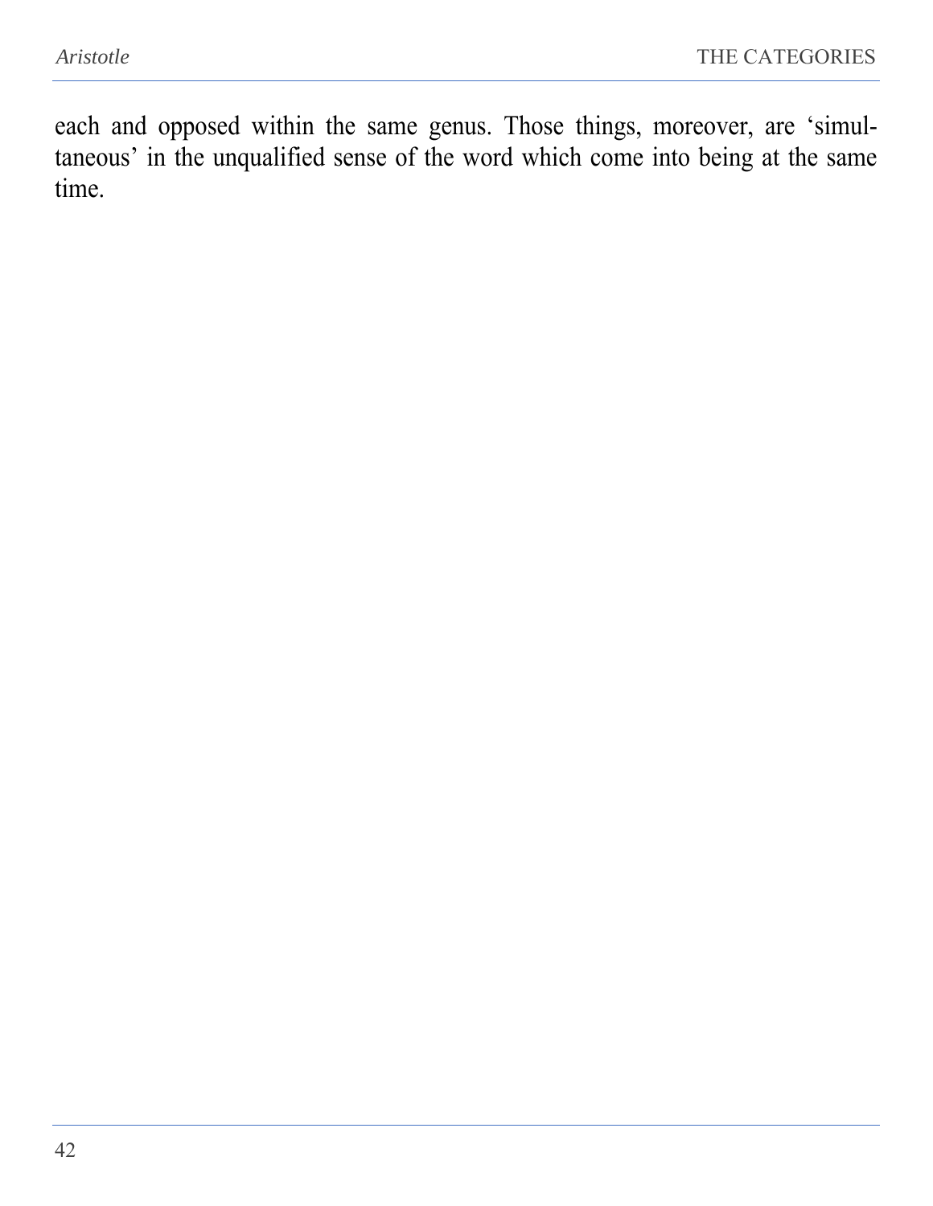each and opposed within the same genus. Those things, moreover, are 'simultaneous' in the unqualified sense of the word which come into being at the same time.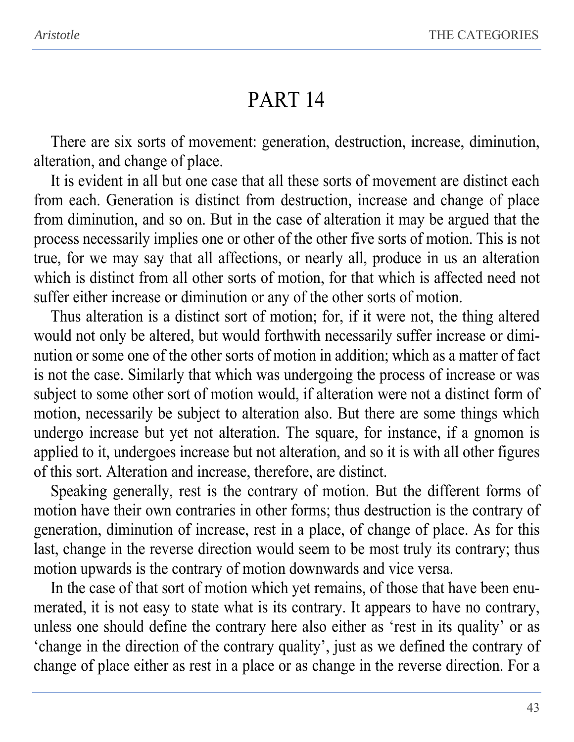# PART 14

There are six sorts of movement: generation, destruction, increase, diminution, alteration, and change of place.

It is evident in all but one case that all these sorts of movement are distinct each from each. Generation is distinct from destruction, increase and change of place from diminution, and so on. But in the case of alteration it may be argued that the process necessarily implies one or other of the other five sorts of motion. This is not true, for we may say that all affections, or nearly all, produce in us an alteration which is distinct from all other sorts of motion, for that which is affected need not suffer either increase or diminution or any of the other sorts of motion.

Thus alteration is a distinct sort of motion; for, if it were not, the thing altered would not only be altered, but would forthwith necessarily suffer increase or diminution or some one of the other sorts of motion in addition; which as a matter of fact is not the case. Similarly that which was undergoing the process of increase or was subject to some other sort of motion would, if alteration were not a distinct form of motion, necessarily be subject to alteration also. But there are some things which undergo increase but yet not alteration. The square, for instance, if a gnomon is applied to it, undergoes increase but not alteration, and so it is with all other figures of this sort. Alteration and increase, therefore, are distinct.

Speaking generally, rest is the contrary of motion. But the different forms of motion have their own contraries in other forms; thus destruction is the contrary of generation, diminution of increase, rest in a place, of change of place. As for this last, change in the reverse direction would seem to be most truly its contrary; thus motion upwards is the contrary of motion downwards and vice versa.

In the case of that sort of motion which yet remains, of those that have been enumerated, it is not easy to state what is its contrary. It appears to have no contrary, unless one should define the contrary here also either as 'rest in its quality' or as 'change in the direction of the contrary quality', just as we defined the contrary of change of place either as rest in a place or as change in the reverse direction. For a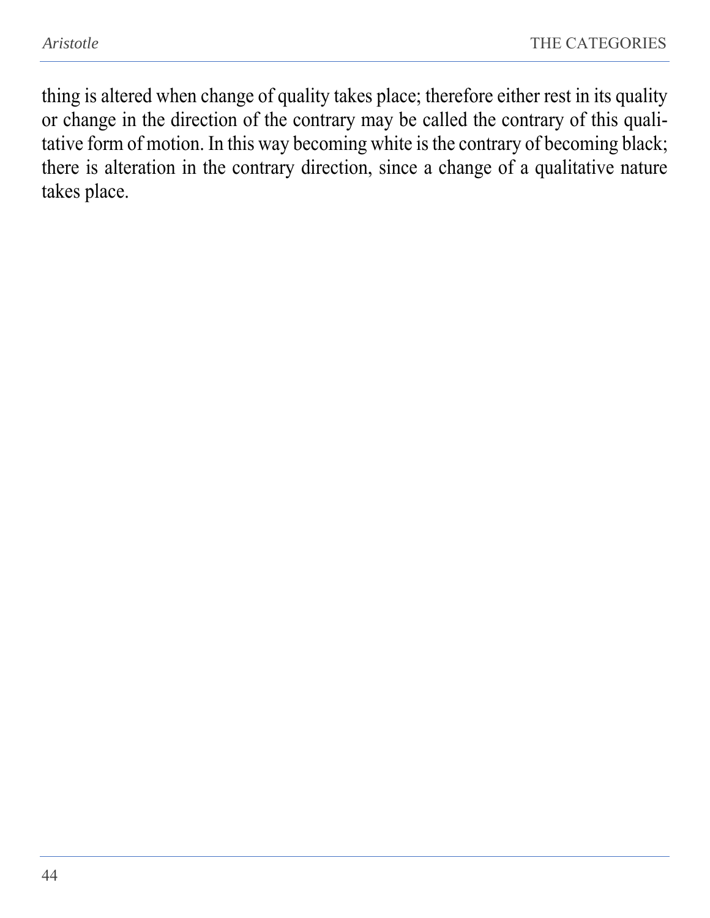thing is altered when change of quality takes place; therefore either rest in its quality or change in the direction of the contrary may be called the contrary of this qualitative form of motion. In this way becoming white is the contrary of becoming black; there is alteration in the contrary direction, since a change of a qualitative nature takes place.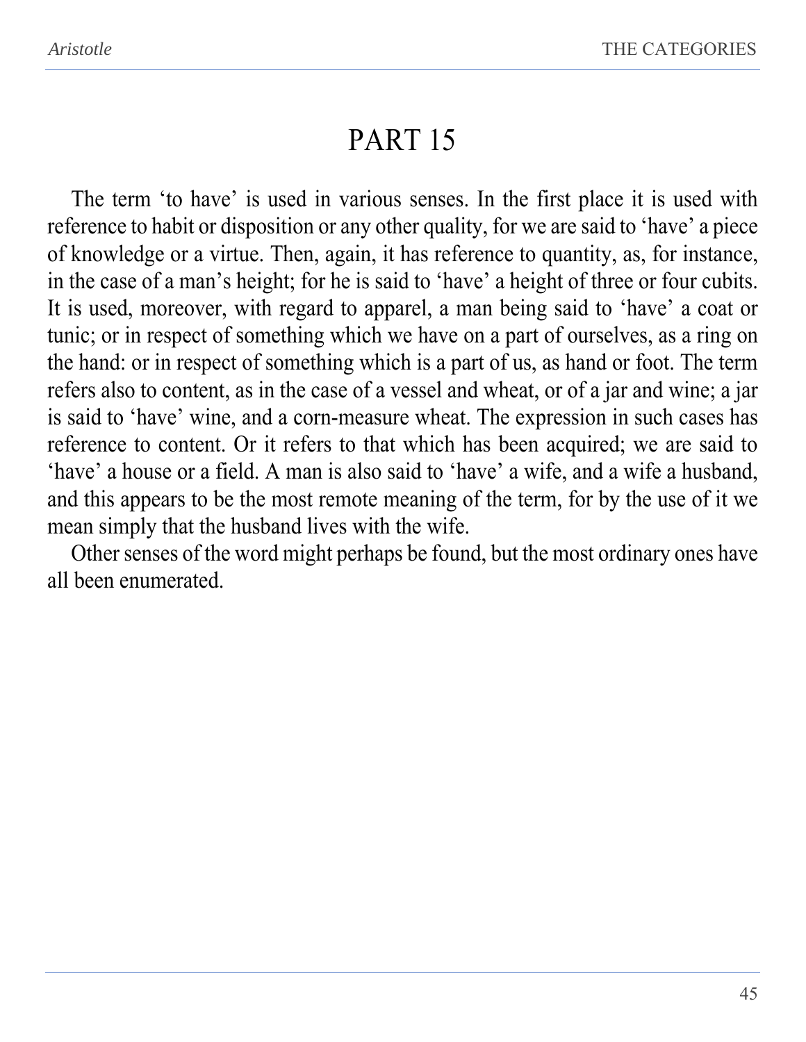# PART 15

The term ‘to have’ is used in various senses. In the first place it is used with reference to habit or disposition or any other quality, for we are said to ‘have’ a piece of knowledge or a virtue. Then, again, it has reference to quantity, as, for instance, in the case of a man’s height; for he is said to ‘have’ a height of three or four cubits. It is used, moreover, with regard to apparel, a man being said to ‘have’ a coat or tunic; or in respect of something which we have on a part of ourselves, as a ring on the hand: or in respect of something which is a part of us, as hand or foot. The term refers also to content, as in the case of a vessel and wheat, or of a jar and wine; a jar is said to ‘have’ wine, and a corn-measure wheat. The expression in such cases has reference to content. Or it refers to that which has been acquired; we are said to ‘have’ a house or a field. A man is also said to ‘have’ a wife, and a wife a husband, and this appears to be the most remote meaning of the term, for by the use of it we mean simply that the husband lives with the wife.

Other senses of the word might perhaps be found, but the most ordinary ones have all been enumerated.